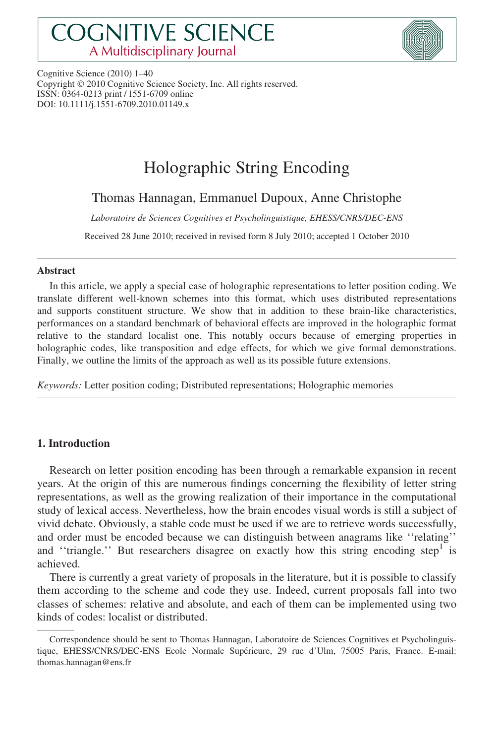Cognitive Science (2010) 1–40
Copyright © 2010 Cognitive Science Society, Inc. All rights reserved.
ISSN: 0364-0213 print / 1551-6709 online
DOI: 10.1111/j.1551-6709.2010.01149.x

# Holographic String Encoding

Thomas Hannagan, Emmanuel Dupoux, Anne Christophe

*Laboratoire de Sciences Cognitives et Psycholinguistique, EHESS/CNRS/DEC-ENS*

Received 28 June 2010; received in revised form 8 July 2010; accepted 1 October 2010

### Abstract

In this article, we apply a special case of holographic representations to letter position coding. We translate different well-known schemes into this format, which uses distributed representations and supports constituent structure. We show that in addition to these brain-like characteristics, performances on a standard benchmark of behavioral effects are improved in the holographic format relative to the standard localist one. This notably occurs because of emerging properties in holographic codes, like transposition and edge effects, for which we give formal demonstrations. Finally, we outline the limits of the approach as well as its possible future extensions.

*Keywords:* Letter position coding; Distributed representations; Holographic memories

## 1. Introduction

Research on letter position encoding has been through a remarkable expansion in recent years. At the origin of this are numerous findings concerning the flexibility of letter string representations, as well as the growing realization of their importance in the computational study of lexical access. Nevertheless, how the brain encodes visual words is still a subject of vivid debate. Obviously, a stable code must be used if we are to retrieve words successfully, and order must be encoded because we can distinguish between anagrams like ''relating'' and ''triangle.'' But researchers disagree on exactly how this string encoding step[1] is achieved.

There is currently a great variety of proposals in the literature, but it is possible to classify them according to the scheme and code they use. Indeed, current proposals fall into two classes of schemes: relative and absolute, and each of them can be implemented using two kinds of codes: localist or distributed.

---

Correspondence should be sent to Thomas Hannagan, Laboratoire de Sciences Cognitives et Psycholinguistique, EHESS/CNRS/DEC-ENS Ecole Normale Supérieure, 29 rue d'Ulm, 75005 Paris, France. E-mail: thomas.hannagan@ens.fr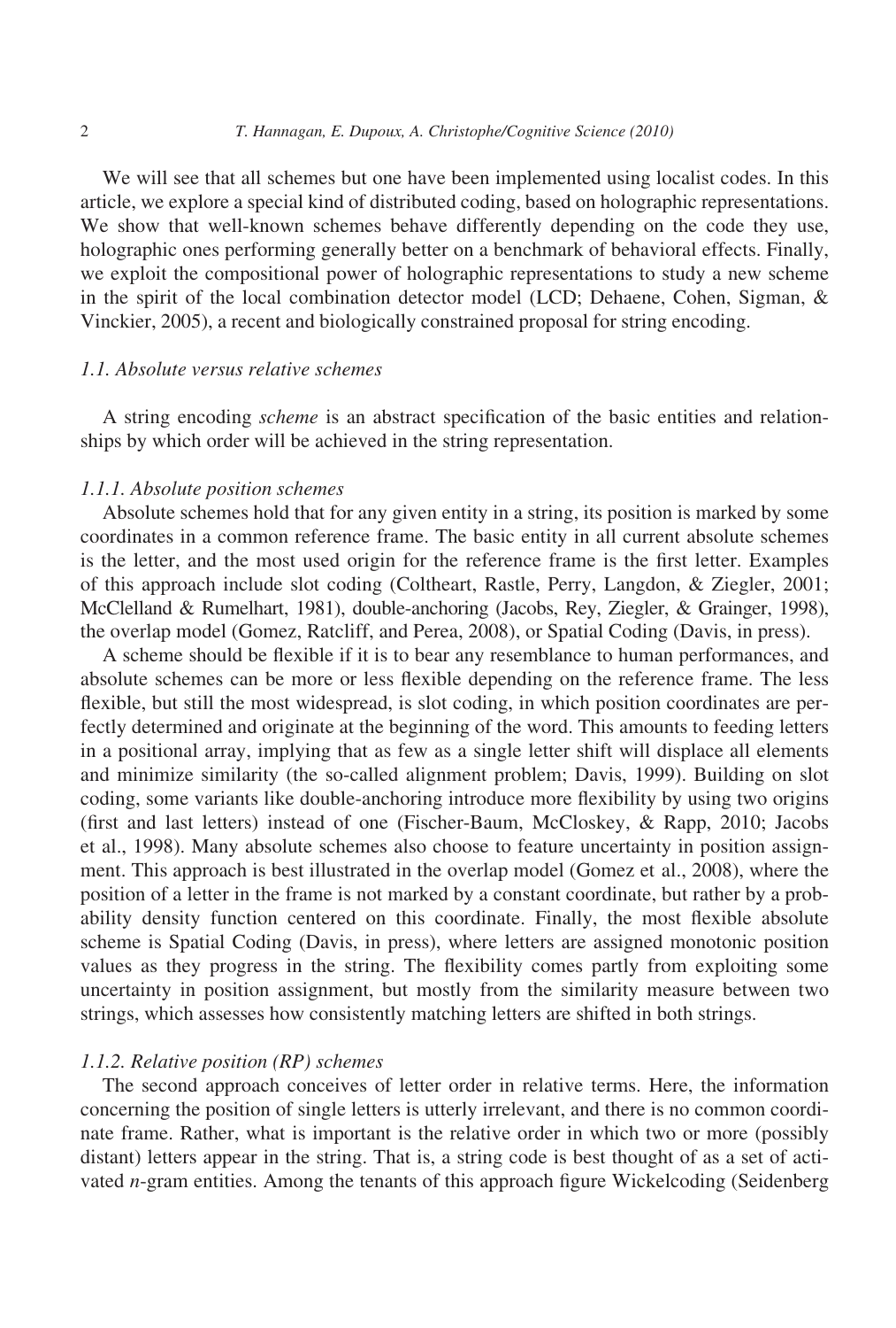We will see that all schemes but one have been implemented using localist codes. In this article, we explore a special kind of distributed coding, based on holographic representations. We show that well-known schemes behave differently depending on the code they use, holographic ones performing generally better on a benchmark of behavioral effects. Finally, we exploit the compositional power of holographic representations to study a new scheme in the spirit of the local combination detector model (LCD; Dehaene, Cohen, Sigman, & Vinckier, 2005), a recent and biologically constrained proposal for string encoding.

### *1.1. Absolute versus relative schemes*

A string encoding *scheme* is an abstract specification of the basic entities and relationships by which order will be achieved in the string representation.

#### *1.1.1. Absolute position schemes*

Absolute schemes hold that for any given entity in a string, its position is marked by some coordinates in a common reference frame. The basic entity in all current absolute schemes is the letter, and the most used origin for the reference frame is the first letter. Examples of this approach include slot coding (Coltheart, Rastle, Perry, Langdon, & Ziegler, 2001; McClelland & Rumelhart, 1981), double-anchoring (Jacobs, Rey, Ziegler, & Grainger, 1998), the overlap model (Gomez, Ratcliff, and Perea, 2008), or Spatial Coding (Davis, in press).

A scheme should be flexible if it is to bear any resemblance to human performances, and absolute schemes can be more or less flexible depending on the reference frame. The less flexible, but still the most widespread, is slot coding, in which position coordinates are perfectly determined and originate at the beginning of the word. This amounts to feeding letters in a positional array, implying that as few as a single letter shift will displace all elements and minimize similarity (the so-called alignment problem; Davis, 1999). Building on slot coding, some variants like double-anchoring introduce more flexibility by using two origins (first and last letters) instead of one (Fischer-Baum, McCloskey, & Rapp, 2010; Jacobs et al., 1998). Many absolute schemes also choose to feature uncertainty in position assignment. This approach is best illustrated in the overlap model (Gomez et al., 2008), where the position of a letter in the frame is not marked by a constant coordinate, but rather by a probability density function centered on this coordinate. Finally, the most flexible absolute scheme is Spatial Coding (Davis, in press), where letters are assigned monotonic position values as they progress in the string. The flexibility comes partly from exploiting some uncertainty in position assignment, but mostly from the similarity measure between two strings, which assesses how consistently matching letters are shifted in both strings.

#### *1.1.2. Relative position (RP) schemes*

The second approach conceives of letter order in relative terms. Here, the information concerning the position of single letters is utterly irrelevant, and there is no common coordinate frame. Rather, what is important is the relative order in which two or more (possibly distant) letters appear in the string. That is, a string code is best thought of as a set of activated *n*-gram entities. Among the tenants of this approach figure Wickelcoding (Seidenberg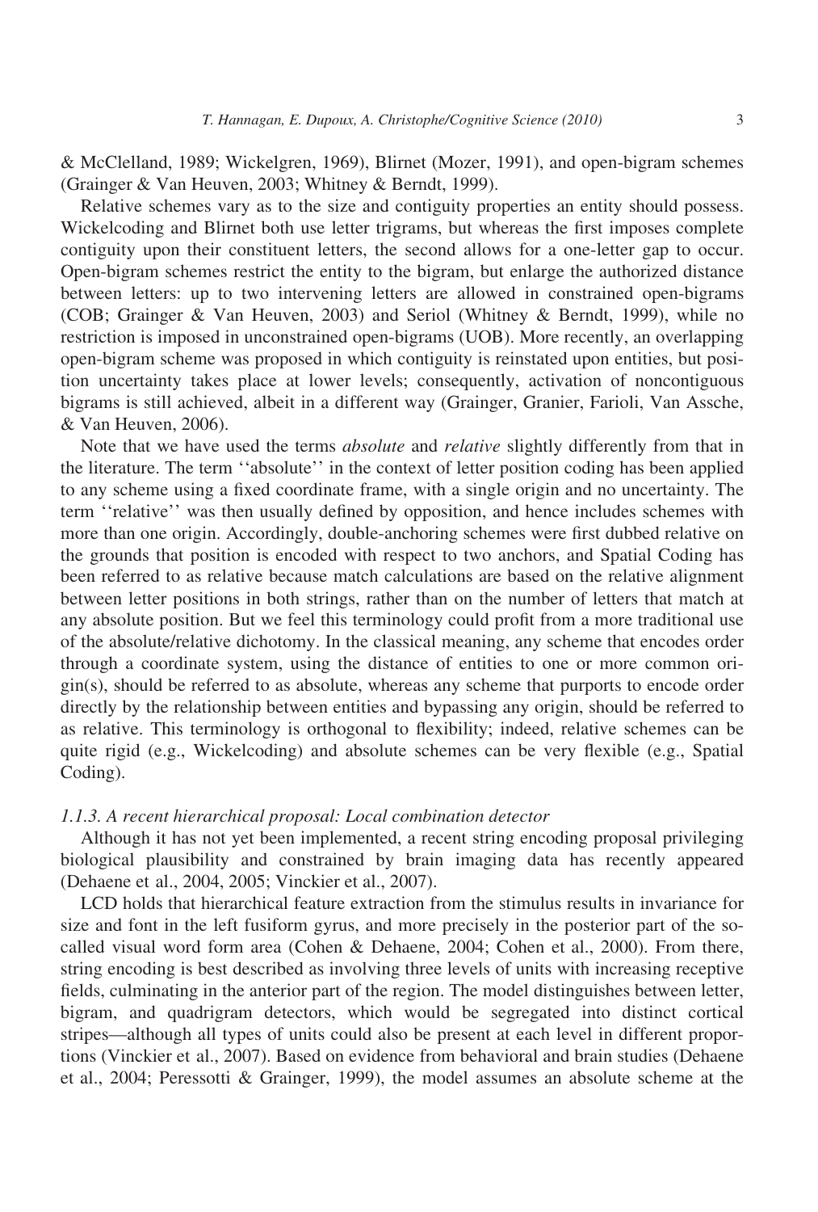& McClelland, 1989; Wickelgren, 1969), Blirnet (Mozer, 1991), and open-bigram schemes (Grainger & Van Heuven, 2003; Whitney & Berndt, 1999).

Relative schemes vary as to the size and contiguity properties an entity should possess. Wickelcoding and Blirnet both use letter trigrams, but whereas the first imposes complete contiguity upon their constituent letters, the second allows for a one-letter gap to occur. Open-bigram schemes restrict the entity to the bigram, but enlarge the authorized distance between letters: up to two intervening letters are allowed in constrained open-bigrams (COB; Grainger & Van Heuven, 2003) and Seriol (Whitney & Berndt, 1999), while no restriction is imposed in unconstrained open-bigrams (UOB). More recently, an overlapping open-bigram scheme was proposed in which contiguity is reinstated upon entities, but position uncertainty takes place at lower levels; consequently, activation of noncontiguous bigrams is still achieved, albeit in a different way (Grainger, Granier, Farioli, Van Assche, & Van Heuven, 2006).

Note that we have used the terms *absolute* and *relative* slightly differently from that in the literature. The term ''absolute'' in the context of letter position coding has been applied to any scheme using a fixed coordinate frame, with a single origin and no uncertainty. The term ''relative'' was then usually defined by opposition, and hence includes schemes with more than one origin. Accordingly, double-anchoring schemes were first dubbed relative on the grounds that position is encoded with respect to two anchors, and Spatial Coding has been referred to as relative because match calculations are based on the relative alignment between letter positions in both strings, rather than on the number of letters that match at any absolute position. But we feel this terminology could profit from a more traditional use of the absolute/relative dichotomy. In the classical meaning, any scheme that encodes order through a coordinate system, using the distance of entities to one or more common origin(s), should be referred to as absolute, whereas any scheme that purports to encode order directly by the relationship between entities and bypassing any origin, should be referred to as relative. This terminology is orthogonal to flexibility; indeed, relative schemes can be quite rigid (e.g., Wickelcoding) and absolute schemes can be very flexible (e.g., Spatial Coding).

### 1.1.3. A recent hierarchical proposal: Local combination detector

Although it has not yet been implemented, a recent string encoding proposal privileging biological plausibility and constrained by brain imaging data has recently appeared (Dehaene et al., 2004, 2005; Vinckier et al., 2007).

LCD holds that hierarchical feature extraction from the stimulus results in invariance for size and font in the left fusiform gyrus, and more precisely in the posterior part of the so-called visual word form area (Cohen & Dehaene, 2004; Cohen et al., 2000). From there, string encoding is best described as involving three levels of units with increasing receptive fields, culminating in the anterior part of the region. The model distinguishes between letter, bigram, and quadrigram detectors, which would be segregated into distinct cortical stripes—although all types of units could also be present at each level in different proportions (Vinckier et al., 2007). Based on evidence from behavioral and brain studies (Dehaene et al., 2004; Peressotti & Grainger, 1999), the model assumes an absolute scheme at the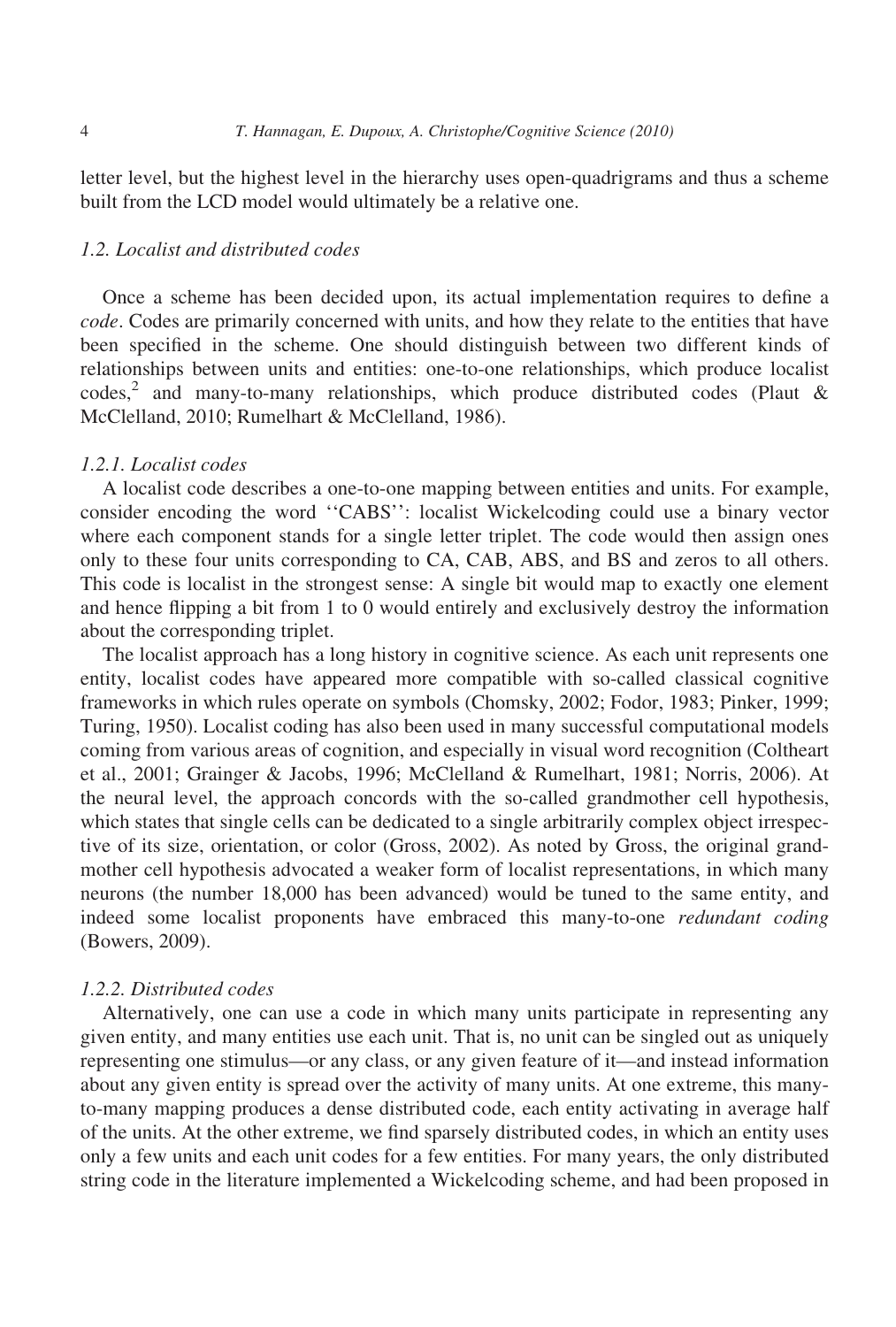letter level, but the highest level in the hierarchy uses open-quadrigrams and thus a scheme built from the LCD model would ultimately be a relative one.

### 1.2. Localist and distributed codes

Once a scheme has been decided upon, its actual implementation requires to define a *code*. Codes are primarily concerned with units, and how they relate to the entities that have been specified in the scheme. One should distinguish between two different kinds of relationships between units and entities: one-to-one relationships, which produce localist codes,[2] and many-to-many relationships, which produce distributed codes (Plaut & McClelland, 2010; Rumelhart & McClelland, 1986).

#### 1.2.1. Localist codes

A localist code describes a one-to-one mapping between entities and units. For example, consider encoding the word ''CABS'': localist Wickelcoding could use a binary vector where each component stands for a single letter triplet. The code would then assign ones only to these four units corresponding to CA, CAB, ABS, and BS and zeros to all others. This code is localist in the strongest sense: A single bit would map to exactly one element and hence flipping a bit from 1 to 0 would entirely and exclusively destroy the information about the corresponding triplet.

The localist approach has a long history in cognitive science. As each unit represents one entity, localist codes have appeared more compatible with so-called classical cognitive frameworks in which rules operate on symbols (Chomsky, 2002; Fodor, 1983; Pinker, 1999; Turing, 1950). Localist coding has also been used in many successful computational models coming from various areas of cognition, and especially in visual word recognition (Coltheart et al., 2001; Grainger & Jacobs, 1996; McClelland & Rumelhart, 1981; Norris, 2006). At the neural level, the approach concords with the so-called grandmother cell hypothesis, which states that single cells can be dedicated to a single arbitrarily complex object irrespective of its size, orientation, or color (Gross, 2002). As noted by Gross, the original grandmother cell hypothesis advocated a weaker form of localist representations, in which many neurons (the number 18,000 has been advanced) would be tuned to the same entity, and indeed some localist proponents have embraced this many-to-one *redundant coding* (Bowers, 2009).

#### 1.2.2. Distributed codes

Alternatively, one can use a code in which many units participate in representing any given entity, and many entities use each unit. That is, no unit can be singled out as uniquely representing one stimulus—or any class, or any given feature of it—and instead information about any given entity is spread over the activity of many units. At one extreme, this many-to-many mapping produces a dense distributed code, each entity activating in average half of the units. At the other extreme, we find sparsely distributed codes, in which an entity uses only a few units and each unit codes for a few entities. For many years, the only distributed string code in the literature implemented a Wickelcoding scheme, and had been proposed in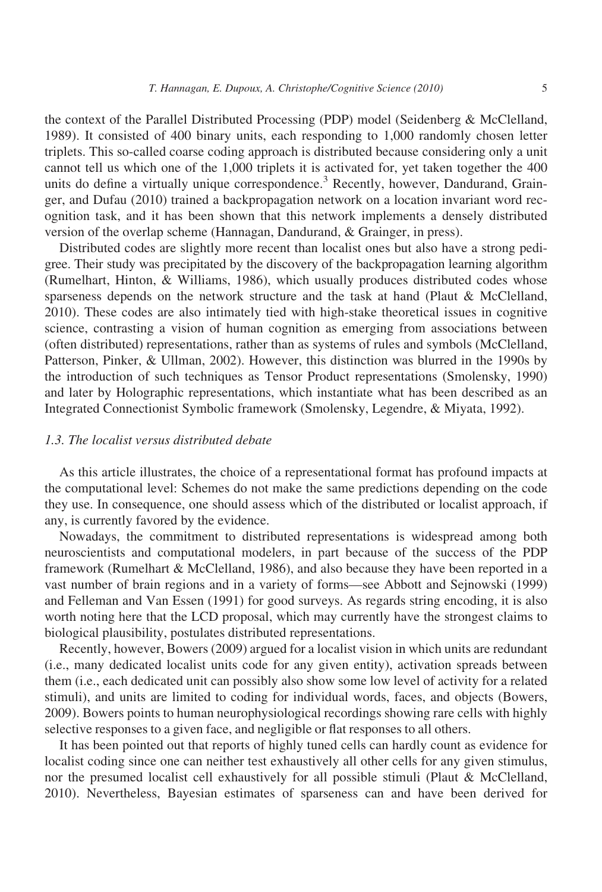the context of the Parallel Distributed Processing (PDP) model (Seidenberg & McClelland, 1989). It consisted of 400 binary units, each responding to 1,000 randomly chosen letter triplets. This so-called coarse coding approach is distributed because considering only a unit cannot tell us which one of the 1,000 triplets it is activated for, yet taken together the 400 units do define a virtually unique correspondence.[3] Recently, however, Dandurand, Grainger, and Dufau (2010) trained a backpropagation network on a location invariant word recognition task, and it has been shown that this network implements a densely distributed version of the overlap scheme (Hannagan, Dandurand, & Grainger, in press).

Distributed codes are slightly more recent than localist ones but also have a strong pedigree. Their study was precipitated by the discovery of the backpropagation learning algorithm (Rumelhart, Hinton, & Williams, 1986), which usually produces distributed codes whose sparseness depends on the network structure and the task at hand (Plaut & McClelland, 2010). These codes are also intimately tied with high-stake theoretical issues in cognitive science, contrasting a vision of human cognition as emerging from associations between (often distributed) representations, rather than as systems of rules and symbols (McClelland, Patterson, Pinker, & Ullman, 2002). However, this distinction was blurred in the 1990s by the introduction of such techniques as Tensor Product representations (Smolensky, 1990) and later by Holographic representations, which instantiate what has been described as an Integrated Connectionist Symbolic framework (Smolensky, Legendre, & Miyata, 1992).

### *1.3. The localist versus distributed debate*

As this article illustrates, the choice of a representational format has profound impacts at the computational level: Schemes do not make the same predictions depending on the code they use. In consequence, one should assess which of the distributed or localist approach, if any, is currently favored by the evidence.

Nowadays, the commitment to distributed representations is widespread among both neuroscientists and computational modelers, in part because of the success of the PDP framework (Rumelhart & McClelland, 1986), and also because they have been reported in a vast number of brain regions and in a variety of forms—see Abbott and Sejnowski (1999) and Felleman and Van Essen (1991) for good surveys. As regards string encoding, it is also worth noting here that the LCD proposal, which may currently have the strongest claims to biological plausibility, postulates distributed representations.

Recently, however, Bowers (2009) argued for a localist vision in which units are redundant (i.e., many dedicated localist units code for any given entity), activation spreads between them (i.e., each dedicated unit can possibly also show some low level of activity for a related stimuli), and units are limited to coding for individual words, faces, and objects (Bowers, 2009). Bowers points to human neurophysiological recordings showing rare cells with highly selective responses to a given face, and negligible or flat responses to all others.

It has been pointed out that reports of highly tuned cells can hardly count as evidence for localist coding since one can neither test exhaustively all other cells for any given stimulus, nor the presumed localist cell exhaustively for all possible stimuli (Plaut & McClelland, 2010). Nevertheless, Bayesian estimates of sparseness can and have been derived for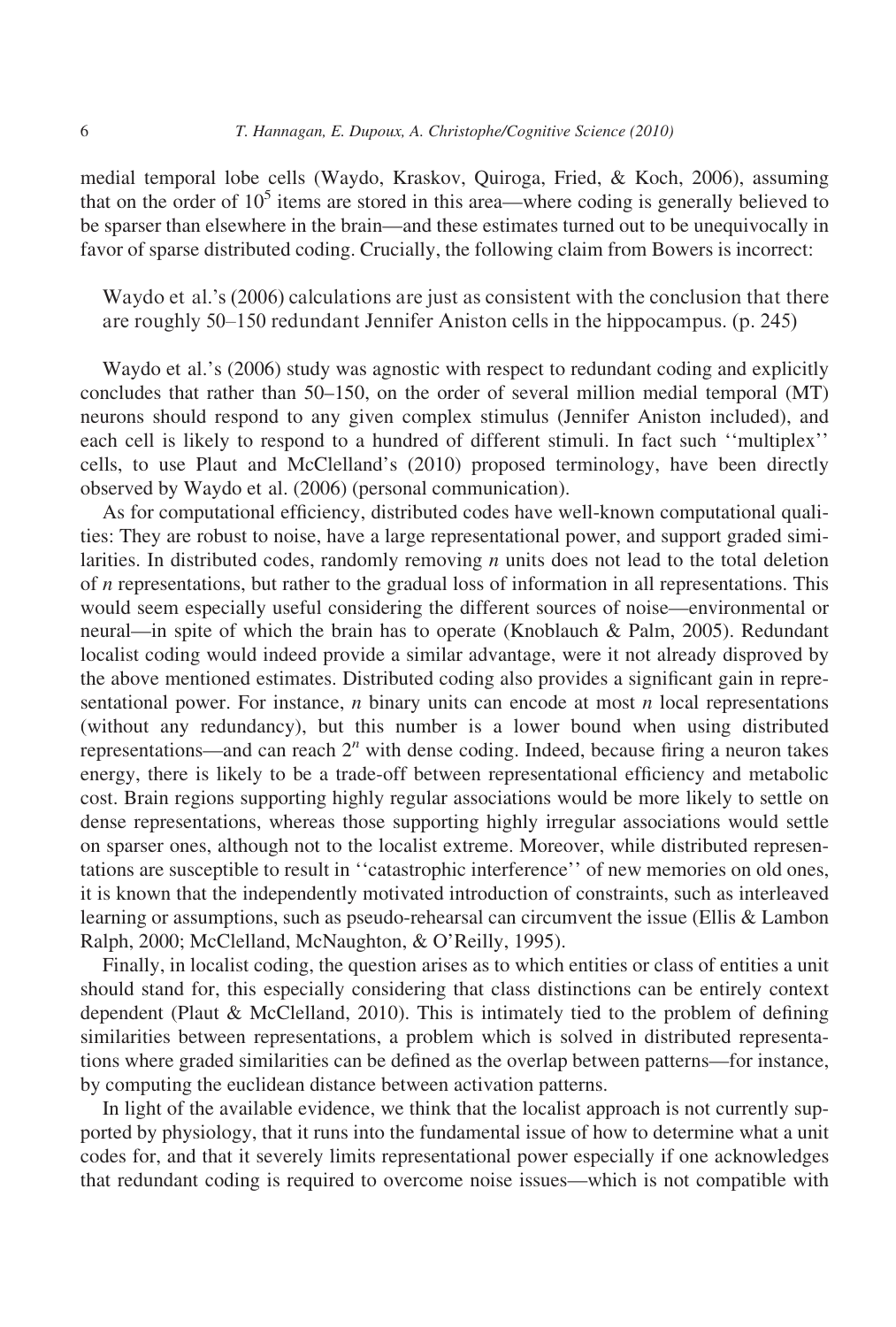medial temporal lobe cells (Waydo, Kraskov, Quiroga, Fried, & Koch, 2006), assuming that on the order of $10^5$ items are stored in this area—where coding is generally believed to be sparser than elsewhere in the brain—and these estimates turned out to be unequivocally in favor of sparse distributed coding. Crucially, the following claim from Bowers is incorrect:

> Waydo et al.'s (2006) calculations are just as consistent with the conclusion that there are roughly 50–150 redundant Jennifer Aniston cells in the hippocampus. (p. 245)

Waydo et al.'s (2006) study was agnostic with respect to redundant coding and explicitly concludes that rather than 50–150, on the order of several million medial temporal (MT) neurons should respond to any given complex stimulus (Jennifer Aniston included), and each cell is likely to respond to a hundred of different stimuli. In fact such ''multiplex'' cells, to use Plaut and McClelland's (2010) proposed terminology, have been directly observed by Waydo et al. (2006) (personal communication).

As for computational efficiency, distributed codes have well-known computational qualities: They are robust to noise, have a large representational power, and support graded similarities. In distributed codes, randomly removing $n$ units does not lead to the total deletion of $n$ representations, but rather to the gradual loss of information in all representations. This would seem especially useful considering the different sources of noise—environmental or neural—in spite of which the brain has to operate (Knoblauch & Palm, 2005). Redundant localist coding would indeed provide a similar advantage, were it not already disproved by the above mentioned estimates. Distributed coding also provides a significant gain in representational power. For instance, $n$ binary units can encode at most $n$ local representations (without any redundancy), but this number is a lower bound when using distributed representations—and can reach $2^n$ with dense coding. Indeed, because firing a neuron takes energy, there is likely to be a trade-off between representational efficiency and metabolic cost. Brain regions supporting highly regular associations would be more likely to settle on dense representations, whereas those supporting highly irregular associations would settle on sparser ones, although not to the localist extreme. Moreover, while distributed representations are susceptible to result in ''catastrophic interference'' of new memories on old ones, it is known that the independently motivated introduction of constraints, such as interleaved learning or assumptions, such as pseudo-rehearsal can circumvent the issue (Ellis & Lambon Ralph, 2000; McClelland, McNaughton, & O'Reilly, 1995).

Finally, in localist coding, the question arises as to which entities or class of entities a unit should stand for, this especially considering that class distinctions can be entirely context dependent (Plaut & McClelland, 2010). This is intimately tied to the problem of defining similarities between representations, a problem which is solved in distributed representations where graded similarities can be defined as the overlap between patterns—for instance, by computing the euclidean distance between activation patterns.

In light of the available evidence, we think that the localist approach is not currently supported by physiology, that it runs into the fundamental issue of how to determine what a unit codes for, and that it severely limits representational power especially if one acknowledges that redundant coding is required to overcome noise issues—which is not compatible with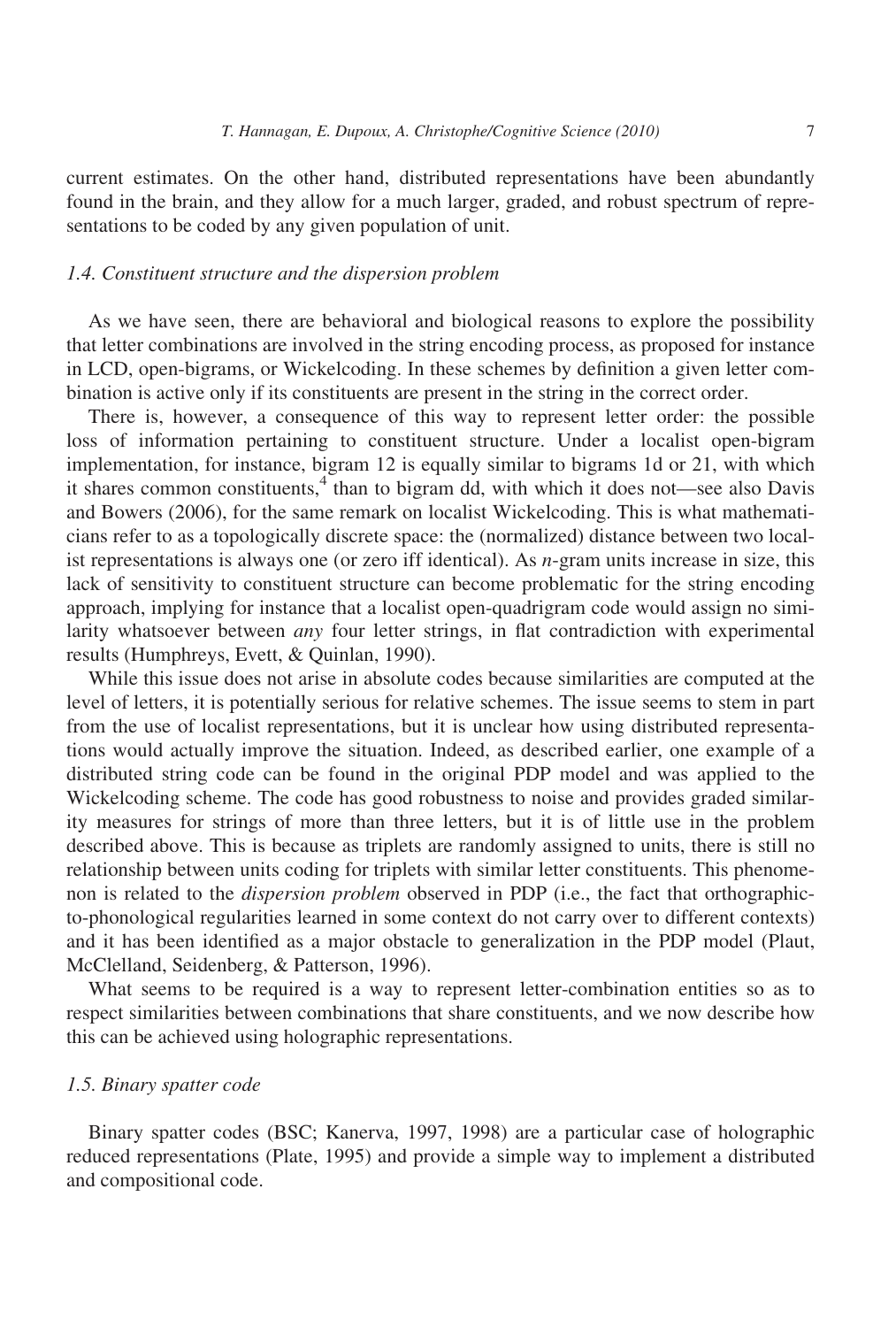current estimates. On the other hand, distributed representations have been abundantly found in the brain, and they allow for a much larger, graded, and robust spectrum of representations to be coded by any given population of unit.

### 1.4. Constituent structure and the dispersion problem

As we have seen, there are behavioral and biological reasons to explore the possibility that letter combinations are involved in the string encoding process, as proposed for instance in LCD, open-bigrams, or Wickelcoding. In these schemes by definition a given letter combination is active only if its constituents are present in the string in the correct order.

There is, however, a consequence of this way to represent letter order: the possible loss of information pertaining to constituent structure. Under a localist open-bigram implementation, for instance, bigram 12 is equally similar to bigrams 1d or 21, with which it shares common constituents,[4] than to bigram dd, with which it does not—see also Davis and Bowers (2006), for the same remark on localist Wickelcoding. This is what mathematicians refer to as a topologically discrete space: the (normalized) distance between two localist representations is always one (or zero iff identical). As *n*-gram units increase in size, this lack of sensitivity to constituent structure can become problematic for the string encoding approach, implying for instance that a localist open-quadrigram code would assign no similarity whatsoever between *any* four letter strings, in flat contradiction with experimental results (Humphreys, Evett, & Quinlan, 1990).

While this issue does not arise in absolute codes because similarities are computed at the level of letters, it is potentially serious for relative schemes. The issue seems to stem in part from the use of localist representations, but it is unclear how using distributed representations would actually improve the situation. Indeed, as described earlier, one example of a distributed string code can be found in the original PDP model and was applied to the Wickelcoding scheme. The code has good robustness to noise and provides graded similarity measures for strings of more than three letters, but it is of little use in the problem described above. This is because as triplets are randomly assigned to units, there is still no relationship between units coding for triplets with similar letter constituents. This phenomenon is related to the *dispersion problem* observed in PDP (i.e., the fact that orthographic-to-phonological regularities learned in some context do not carry over to different contexts) and it has been identified as a major obstacle to generalization in the PDP model (Plaut, McClelland, Seidenberg, & Patterson, 1996).

What seems to be required is a way to represent letter-combination entities so as to respect similarities between combinations that share constituents, and we now describe how this can be achieved using holographic representations.

### 1.5. Binary spatter code

Binary spatter codes (BSC; Kanerva, 1997, 1998) are a particular case of holographic reduced representations (Plate, 1995) and provide a simple way to implement a distributed and compositional code.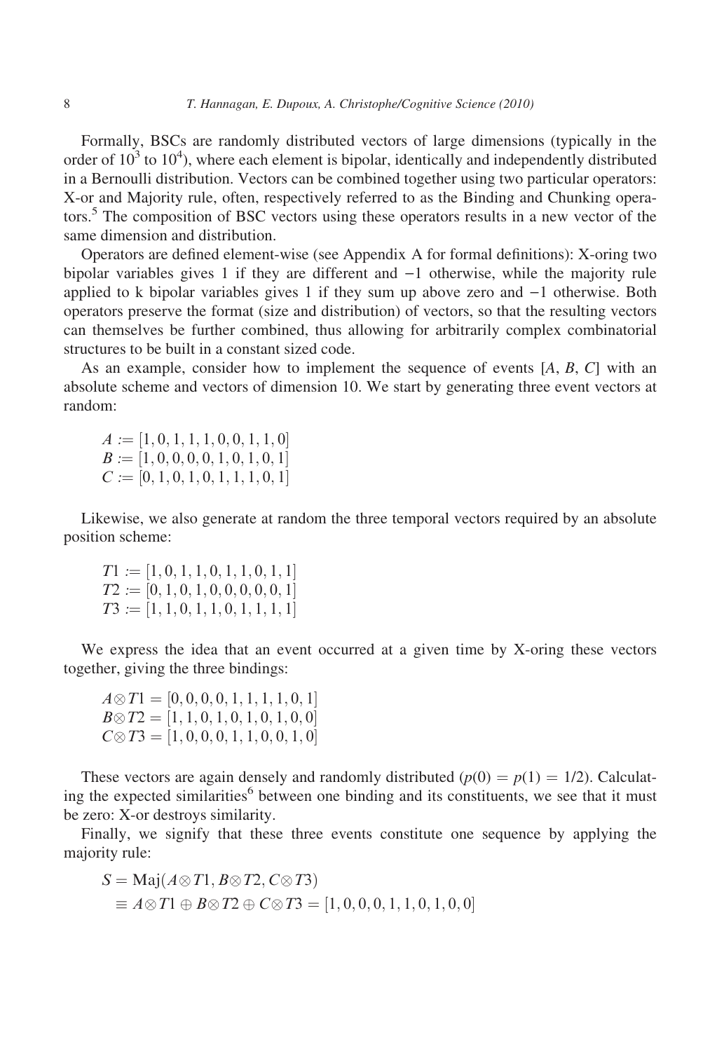Formally, BSCs are randomly distributed vectors of large dimensions (typically in the order of $10^3$ to $10^4$), where each element is bipolar, identically and independently distributed in a Bernoulli distribution. Vectors can be combined together using two particular operators: X-or and Majority rule, often, respectively referred to as the Binding and Chunking operators.[5] The composition of BSC vectors using these operators results in a new vector of the same dimension and distribution.

Operators are defined element-wise (see Appendix A for formal definitions): X-oring two bipolar variables gives 1 if they are different and $-1$ otherwise, while the majority rule applied to k bipolar variables gives 1 if they sum up above zero and $-1$ otherwise. Both operators preserve the format (size and distribution) of vectors, so that the resulting vectors can themselves be further combined, thus allowing for arbitrarily complex combinatorial structures to be built in a constant sized code.

As an example, consider how to implement the sequence of events $[A, B, C]$ with an absolute scheme and vectors of dimension 10. We start by generating three event vectors at random:

$$A := [1, 0, 1, 1, 1, 0, 0, 1, 1, 0]$$
$$B := [1, 0, 0, 0, 0, 1, 0, 1, 0, 1]$$
$$C := [0, 1, 0, 1, 0, 1, 1, 1, 0, 1]$$

Likewise, we also generate at random the three temporal vectors required by an absolute position scheme:

$$T1 := [1, 0, 1, 1, 0, 1, 1, 0, 1, 1]$$
$$T2 := [0, 1, 0, 1, 0, 0, 0, 0, 0, 1]$$
$$T3 := [1, 1, 0, 1, 1, 0, 1, 1, 1, 1]$$

We express the idea that an event occurred at a given time by X-oring these vectors together, giving the three bindings:

$$A \otimes T1 = [0, 0, 0, 0, 1, 1, 1, 1, 0, 1]$$
$$B \otimes T2 = [1, 1, 0, 1, 0, 1, 0, 1, 0, 0]$$
$$C \otimes T3 = [1, 0, 0, 0, 1, 1, 0, 0, 1, 0]$$

These vectors are again densely and randomly distributed ($p(0) = p(1) = 1/2$). Calculating the expected similarities[6] between one binding and its constituents, we see that it must be zero: X-or destroys similarity.

Finally, we signify that these three events constitute one sequence by applying the majority rule:

$$S = \mathrm{Maj}(A \otimes T1, B \otimes T2, C \otimes T3)$$
$$\equiv A \otimes T1 \oplus B \otimes T2 \oplus C \otimes T3 = [1, 0, 0, 0, 1, 1, 0, 1, 0, 0]$$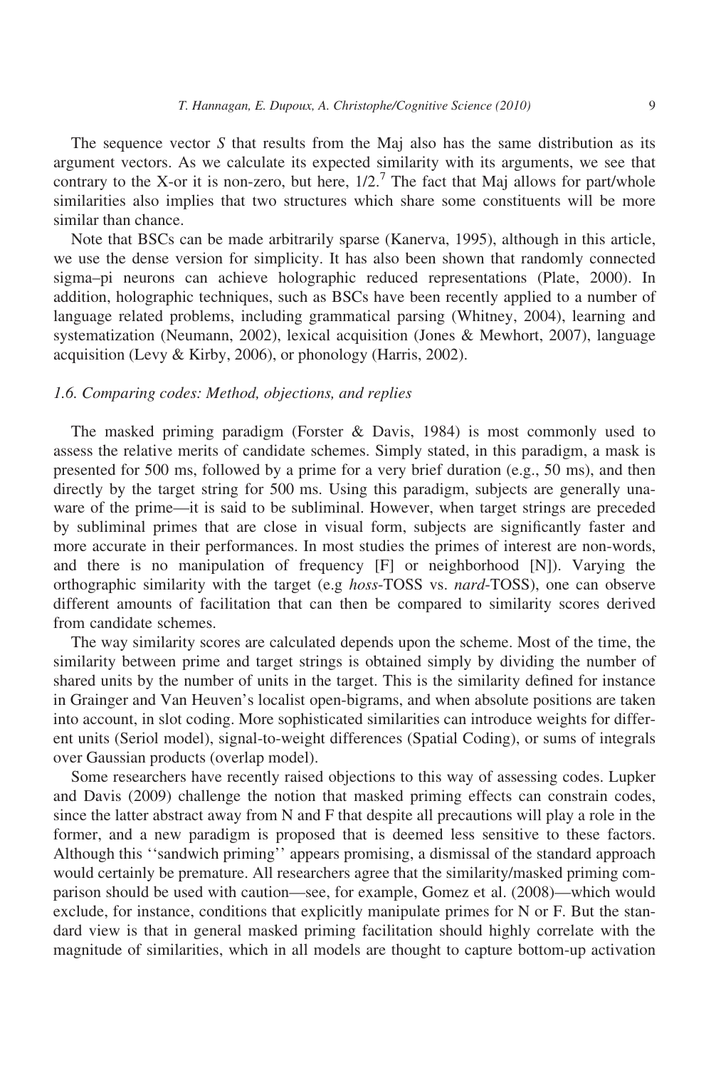The sequence vector $S$ that results from the Maj also has the same distribution as its argument vectors. As we calculate its expected similarity with its arguments, we see that contrary to the X-or it is non-zero, but here, $1/2$.[7] The fact that Maj allows for part/whole similarities also implies that two structures which share some constituents will be more similar than chance.

Note that BSCs can be made arbitrarily sparse (Kanerva, 1995), although in this article, we use the dense version for simplicity. It has also been shown that randomly connected sigma–pi neurons can achieve holographic reduced representations (Plate, 2000). In addition, holographic techniques, such as BSCs have been recently applied to a number of language related problems, including grammatical parsing (Whitney, 2004), learning and systematization (Neumann, 2002), lexical acquisition (Jones & Mewhort, 2007), language acquisition (Levy & Kirby, 2006), or phonology (Harris, 2002).

### *1.6. Comparing codes: Method, objections, and replies*

The masked priming paradigm (Forster & Davis, 1984) is most commonly used to assess the relative merits of candidate schemes. Simply stated, in this paradigm, a mask is presented for 500 ms, followed by a prime for a very brief duration (e.g., 50 ms), and then directly by the target string for 500 ms. Using this paradigm, subjects are generally unaware of the prime—it is said to be subliminal. However, when target strings are preceded by subliminal primes that are close in visual form, subjects are significantly faster and more accurate in their performances. In most studies the primes of interest are non-words, and there is no manipulation of frequency [F] or neighborhood [N]). Varying the orthographic similarity with the target (e.g *hoss*-TOSS vs. *nard*-TOSS), one can observe different amounts of facilitation that can then be compared to similarity scores derived from candidate schemes.

The way similarity scores are calculated depends upon the scheme. Most of the time, the similarity between prime and target strings is obtained simply by dividing the number of shared units by the number of units in the target. This is the similarity defined for instance in Grainger and Van Heuven's localist open-bigrams, and when absolute positions are taken into account, in slot coding. More sophisticated similarities can introduce weights for different units (Seriol model), signal-to-weight differences (Spatial Coding), or sums of integrals over Gaussian products (overlap model).

Some researchers have recently raised objections to this way of assessing codes. Lupker and Davis (2009) challenge the notion that masked priming effects can constrain codes, since the latter abstract away from N and F that despite all precautions will play a role in the former, and a new paradigm is proposed that is deemed less sensitive to these factors. Although this ''sandwich priming'' appears promising, a dismissal of the standard approach would certainly be premature. All researchers agree that the similarity/masked priming comparison should be used with caution—see, for example, Gomez et al. (2008)—which would exclude, for instance, conditions that explicitly manipulate primes for N or F. But the standard view is that in general masked priming facilitation should highly correlate with the magnitude of similarities, which in all models are thought to capture bottom-up activation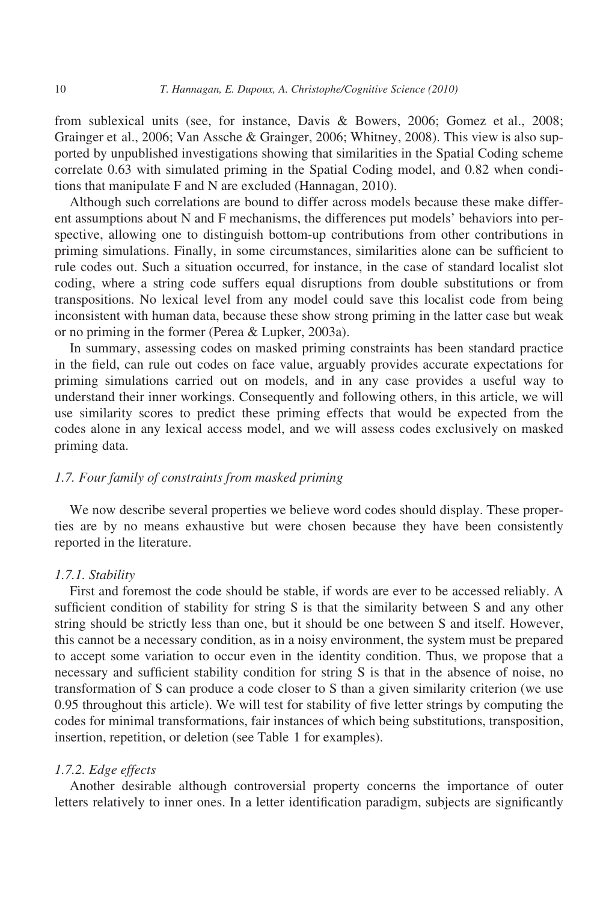from sublexical units (see, for instance, Davis & Bowers, 2006; Gomez et al., 2008; Grainger et al., 2006; Van Assche & Grainger, 2006; Whitney, 2008). This view is also supported by unpublished investigations showing that similarities in the Spatial Coding scheme correlate 0.63 with simulated priming in the Spatial Coding model, and 0.82 when conditions that manipulate F and N are excluded (Hannagan, 2010).

Although such correlations are bound to differ across models because these make different assumptions about N and F mechanisms, the differences put models' behaviors into perspective, allowing one to distinguish bottom-up contributions from other contributions in priming simulations. Finally, in some circumstances, similarities alone can be sufficient to rule codes out. Such a situation occurred, for instance, in the case of standard localist slot coding, where a string code suffers equal disruptions from double substitutions or from transpositions. No lexical level from any model could save this localist code from being inconsistent with human data, because these show strong priming in the latter case but weak or no priming in the former (Perea & Lupker, 2003a).

In summary, assessing codes on masked priming constraints has been standard practice in the field, can rule out codes on face value, arguably provides accurate expectations for priming simulations carried out on models, and in any case provides a useful way to understand their inner workings. Consequently and following others, in this article, we will use similarity scores to predict these priming effects that would be expected from the codes alone in any lexical access model, and we will assess codes exclusively on masked priming data.

### *1.7. Four family of constraints from masked priming*

We now describe several properties we believe word codes should display. These properties are by no means exhaustive but were chosen because they have been consistently reported in the literature.

#### *1.7.1. Stability*

First and foremost the code should be stable, if words are ever to be accessed reliably. A sufficient condition of stability for string S is that the similarity between S and any other string should be strictly less than one, but it should be one between S and itself. However, this cannot be a necessary condition, as in a noisy environment, the system must be prepared to accept some variation to occur even in the identity condition. Thus, we propose that a necessary and sufficient stability condition for string S is that in the absence of noise, no transformation of S can produce a code closer to S than a given similarity criterion (we use 0.95 throughout this article). We will test for stability of five letter strings by computing the codes for minimal transformations, fair instances of which being substitutions, transposition, insertion, repetition, or deletion (see Table 1 for examples).

#### *1.7.2. Edge effects*

Another desirable although controversial property concerns the importance of outer letters relatively to inner ones. In a letter identification paradigm, subjects are significantly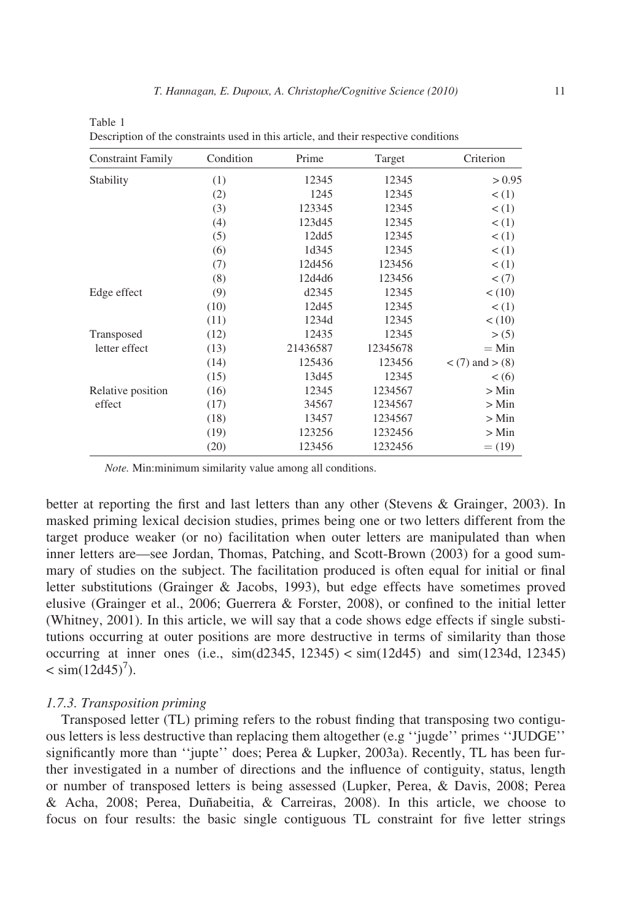Table 1
Description of the constraints used in this article, and their respective conditions

| Constraint Family | Condition | Prime | Target | Criterion |
|---|---|---|---|---|
| Stability | (1) | 12345 | 12345 | > 0.95 |
| | (2) | 1245 | 12345 | < (1) |
| | (3) | 123345 | 12345 | < (1) |
| | (4) | 123d45 | 12345 | < (1) |
| | (5) | 12dd5 | 12345 | < (1) |
| | (6) | 1d345 | 12345 | < (1) |
| | (7) | 12d456 | 123456 | < (1) |
| | (8) | 12d4d6 | 123456 | < (7) |
| Edge effect | (9) | d2345 | 12345 | < (10) |
| | (10) | 12d45 | 12345 | < (1) |
| | (11) | 1234d | 12345 | < (10) |
| Transposed letter effect | (12) | 12435 | 12345 | > (5) |
| | (13) | 21436587 | 12345678 | = Min |
| | (14) | 125436 | 123456 | < (7) and > (8) |
| | (15) | 13d45 | 12345 | < (6) |
| Relative position effect | (16) | 12345 | 1234567 | > Min |
| | (17) | 34567 | 1234567 | > Min |
| | (18) | 13457 | 1234567 | > Min |
| | (19) | 123256 | 1232456 | > Min |
| | (20) | 123456 | 1232456 | = (19) |

*Note.* Min:minimum similarity value among all conditions.

better at reporting the first and last letters than any other (Stevens & Grainger, 2003). In masked priming lexical decision studies, primes being one or two letters different from the target produce weaker (or no) facilitation when outer letters are manipulated than when inner letters are—see Jordan, Thomas, Patching, and Scott-Brown (2003) for a good summary of studies on the subject. The facilitation produced is often equal for initial or final letter substitutions (Grainger & Jacobs, 1993), but edge effects have sometimes proved elusive (Grainger et al., 2006; Guerrera & Forster, 2008), or confined to the initial letter (Whitney, 2001). In this article, we will say that a code shows edge effects if single substitutions occurring at outer positions are more destructive in terms of similarity than those occurring at inner ones (i.e., sim(d2345, 12345) < sim(12d45) and sim(1234d, 12345) < sim(12d45)[7]).

### 1.7.3. Transposition priming

Transposed letter (TL) priming refers to the robust finding that transposing two contiguous letters is less destructive than replacing them altogether (e.g ''jugde'' primes ''JUDGE'' significantly more than ''jupte'' does; Perea & Lupker, 2003a). Recently, TL has been further investigated in a number of directions and the influence of contiguity, status, length or number of transposed letters is being assessed (Lupker, Perea, & Davis, 2008; Perea & Acha, 2008; Perea, Duñabeitia, & Carreiras, 2008). In this article, we choose to focus on four results: the basic single contiguous TL constraint for five letter strings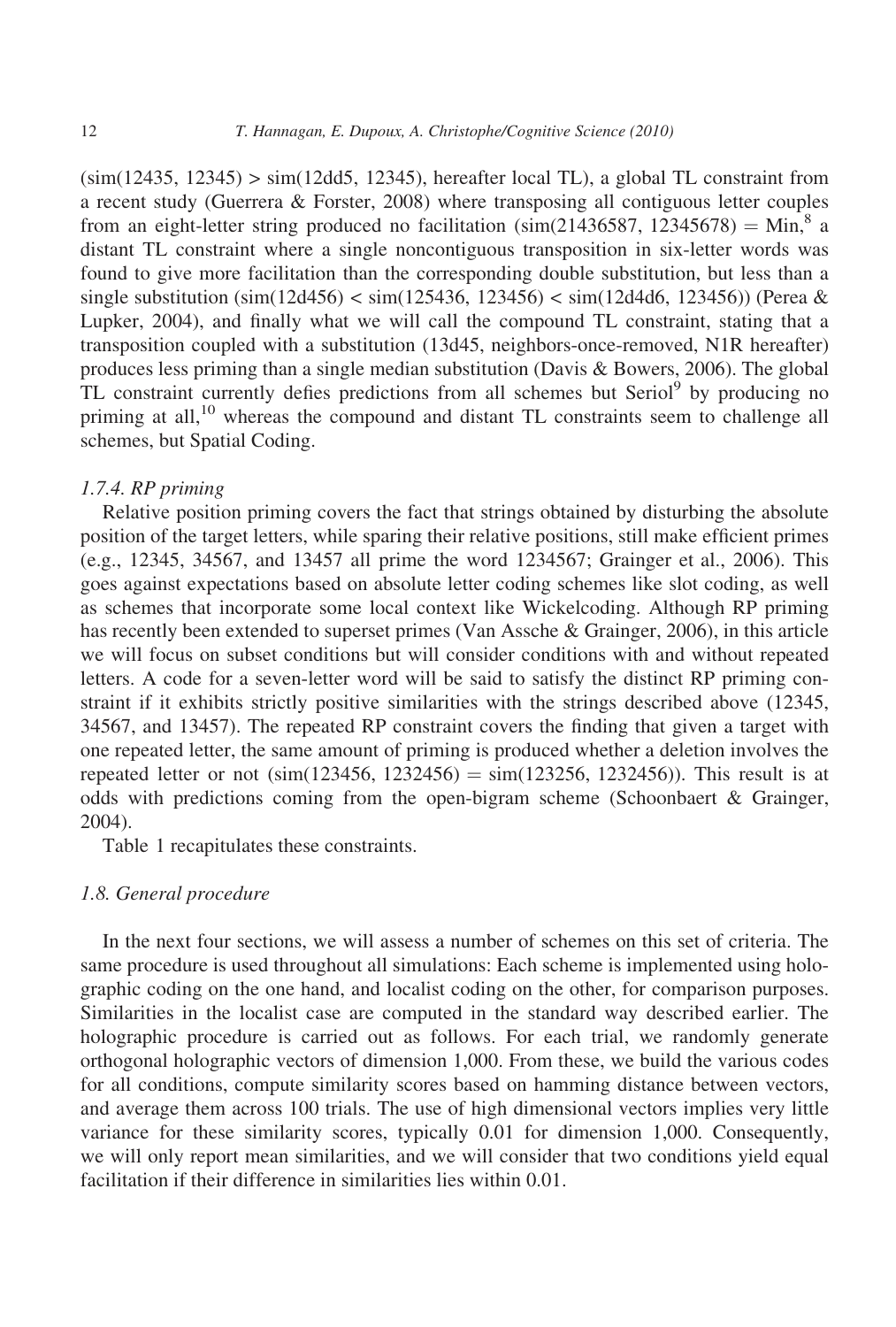(sim(12435, 12345) > sim(12dd5, 12345), hereafter local TL), a global TL constraint from a recent study (Guerrera & Forster, 2008) where transposing all contiguous letter couples from an eight-letter string produced no facilitation (sim(21436587, 12345678) = Min,[8] a distant TL constraint where a single noncontiguous transposition in six-letter words was found to give more facilitation than the corresponding double substitution, but less than a single substitution (sim(12d456) < sim(125436, 123456) < sim(12d4d6, 123456)) (Perea & Lupker, 2004), and finally what we will call the compound TL constraint, stating that a transposition coupled with a substitution (13d45, neighbors-once-removed, N1R hereafter) produces less priming than a single median substitution (Davis & Bowers, 2006). The global TL constraint currently defies predictions from all schemes but Seriol[9] by producing no priming at all,[10] whereas the compound and distant TL constraints seem to challenge all schemes, but Spatial Coding.

### 1.7.4. RP priming

Relative position priming covers the fact that strings obtained by disturbing the absolute position of the target letters, while sparing their relative positions, still make efficient primes (e.g., 12345, 34567, and 13457 all prime the word 1234567; Grainger et al., 2006). This goes against expectations based on absolute letter coding schemes like slot coding, as well as schemes that incorporate some local context like Wickelcoding. Although RP priming has recently been extended to superset primes (Van Assche & Grainger, 2006), in this article we will focus on subset conditions but will consider conditions with and without repeated letters. A code for a seven-letter word will be said to satisfy the distinct RP priming constraint if it exhibits strictly positive similarities with the strings described above (12345, 34567, and 13457). The repeated RP constraint covers the finding that given a target with one repeated letter, the same amount of priming is produced whether a deletion involves the repeated letter or not (sim(123456, 1232456) = sim(123256, 1232456)). This result is at odds with predictions coming from the open-bigram scheme (Schoonbaert & Grainger, 2004).

Table 1 recapitulates these constraints.

## 1.8. General procedure

In the next four sections, we will assess a number of schemes on this set of criteria. The same procedure is used throughout all simulations: Each scheme is implemented using holographic coding on the one hand, and localist coding on the other, for comparison purposes. Similarities in the localist case are computed in the standard way described earlier. The holographic procedure is carried out as follows. For each trial, we randomly generate orthogonal holographic vectors of dimension 1,000. From these, we build the various codes for all conditions, compute similarity scores based on hamming distance between vectors, and average them across 100 trials. The use of high dimensional vectors implies very little variance for these similarity scores, typically 0.01 for dimension 1,000. Consequently, we will only report mean similarities, and we will consider that two conditions yield equal facilitation if their difference in similarities lies within 0.01.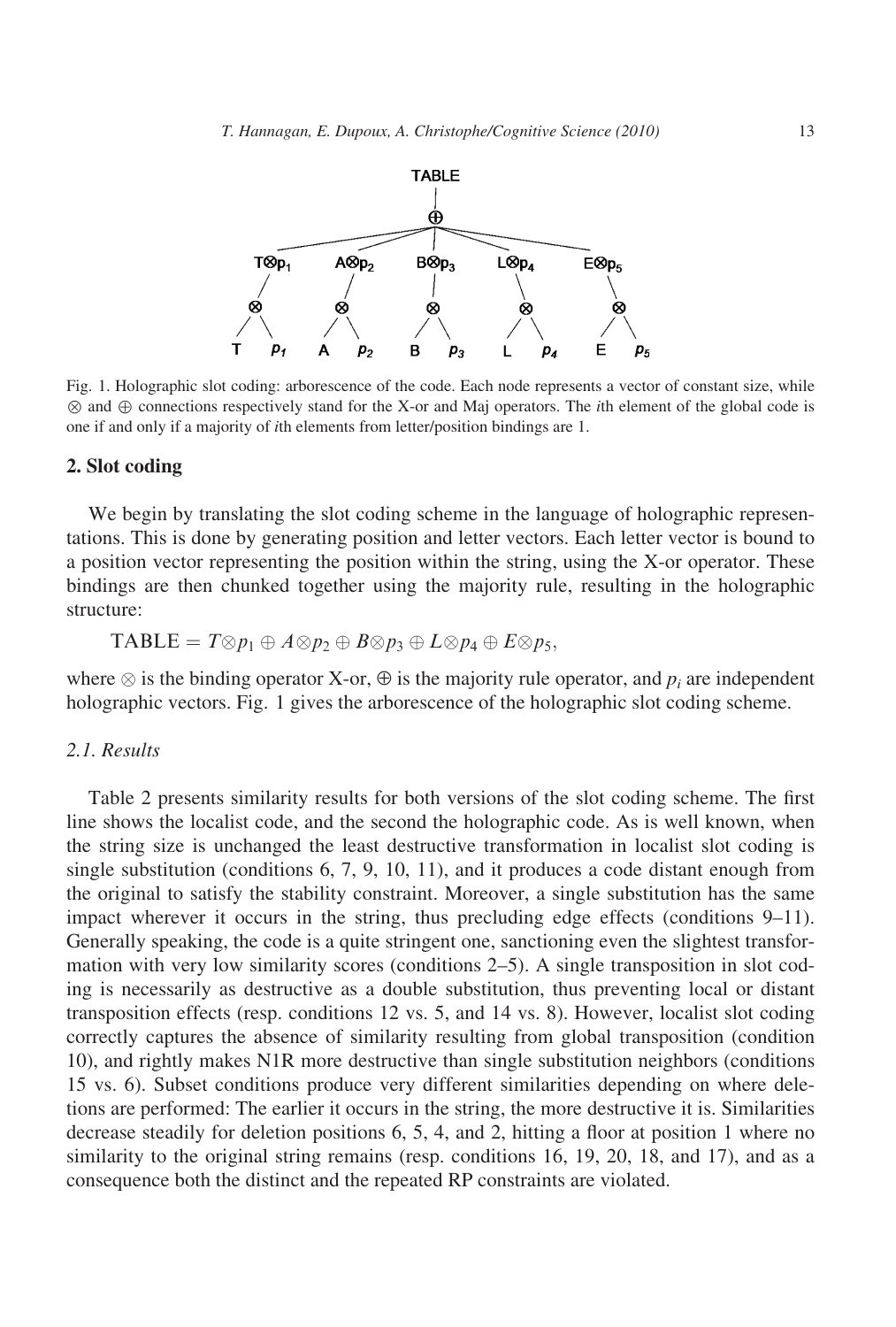Fig. 1. Holographic slot coding: arborescence of the code. Each node represents a vector of constant size, while $\otimes$ and $\oplus$ connections respectively stand for the X-or and Maj operators. The *i*th element of the global code is one if and only if a majority of *i*th elements from letter/position bindings are 1.

## 2. Slot coding

We begin by translating the slot coding scheme in the language of holographic representations. This is done by generating position and letter vectors. Each letter vector is bound to a position vector representing the position within the string, using the X-or operator. These bindings are then chunked together using the majority rule, resulting in the holographic structure:

$$\text{TABLE} = T \otimes p_1 \oplus A \otimes p_2 \oplus B \otimes p_3 \oplus L \otimes p_4 \oplus E \otimes p_5,$$

where $\otimes$ is the binding operator X-or, $\oplus$ is the majority rule operator, and $p_i$ are independent holographic vectors. Fig. 1 gives the arborescence of the holographic slot coding scheme.

### 2.1. Results

Table 2 presents similarity results for both versions of the slot coding scheme. The first line shows the localist code, and the second the holographic code. As is well known, when the string size is unchanged the least destructive transformation in localist slot coding is single substitution (conditions 6, 7, 9, 10, 11), and it produces a code distant enough from the original to satisfy the stability constraint. Moreover, a single substitution has the same impact wherever it occurs in the string, thus precluding edge effects (conditions 9–11). Generally speaking, the code is a quite stringent one, sanctioning even the slightest transformation with very low similarity scores (conditions 2–5). A single transposition in slot coding is necessarily as destructive as a double substitution, thus preventing local or distant transposition effects (resp. conditions 12 vs. 5, and 14 vs. 8). However, localist slot coding correctly captures the absence of similarity resulting from global transposition (condition 10), and rightly makes N1R more destructive than single substitution neighbors (conditions 15 vs. 6). Subset conditions produce very different similarities depending on where deletions are performed: The earlier it occurs in the string, the more destructive it is. Similarities decrease steadily for deletion positions 6, 5, 4, and 2, hitting a floor at position 1 where no similarity to the original string remains (resp. conditions 16, 19, 20, 18, and 17), and as a consequence both the distinct and the repeated RP constraints are violated.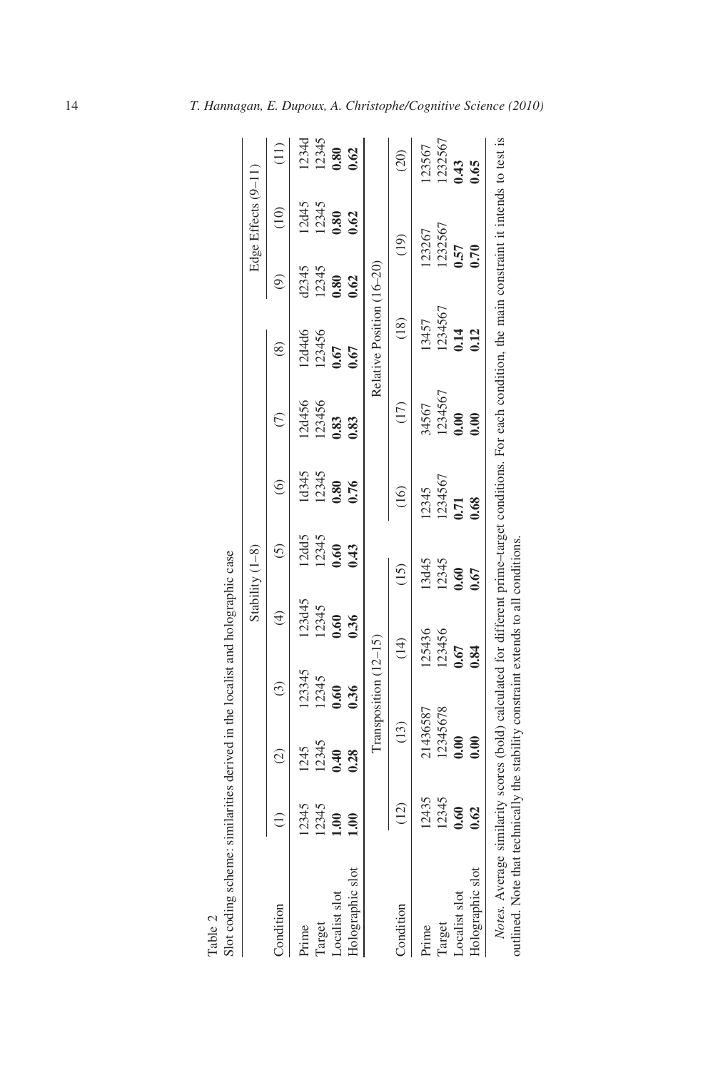Table 2

Slot coding scheme: similarities derived in the localist and holographic case

| Condition | | | | Stability (1–8) | | | | | Edge Effects (9–11) | | |
|---|---|---|---|---|---|---|---|---|---|---|---|
| | (1) | (2) | (3) | (4) | (5) | (6) | (7) | (8) | (9) | (10) | (11) |
| Prime | 12345 | 1245 | 123345 | 123d45 | 12dd5 | 1d345 | 12d456 | 12d4d6 | d2345 | 12d45 | 1234d |
| Target | 12345 | 12345 | 12345 | 12345 | 12345 | 12345 | 123456 | 123456 | 12345 | 12345 | 12345 |
| Localist slot | **1.00** | **0.40** | **0.60** | **0.60** | **0.60** | **0.80** | **0.83** | **0.67** | **0.80** | **0.80** | **0.80** |
| Holographic slot | **1.00** | **0.28** | **0.36** | **0.36** | **0.43** | **0.76** | **0.83** | **0.67** | **0.62** | **0.62** | **0.62** |

| Condition | Transposition (12–15) | | | | Relative Position (16–20) | | | | |
|---|---|---|---|---|---|---|---|---|---|
| | (12) | (13) | (14) | (15) | (16) | (17) | (18) | (19) | (20) |
| Prime | 12435 | 21436587 | 125436 | 13d45 | 12345 | 34567 | 13457 | 123267 | 123567 |
| Target | 12345 | 12345678 | 123456 | 12345 | 1234567 | 1234567 | 1234567 | 1232567 | 1232567 |
| Localist slot | **0.60** | **0.00** | **0.67** | **0.60** | **0.71** | **0.00** | **0.14** | **0.57** | **0.43** |
| Holographic slot | **0.62** | **0.00** | **0.84** | **0.67** | **0.68** | **0.00** | **0.12** | **0.70** | **0.65** |

*Notes.* Average similarity scores (bold) calculated for different prime–target conditions. For each condition, the main constraint it intends to test is outlined. Note that technically the stability constraint extends to all conditions.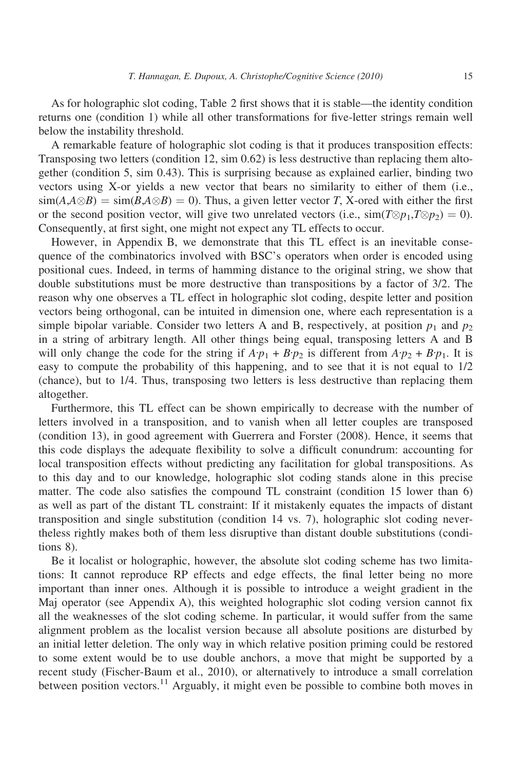As for holographic slot coding, Table 2 first shows that it is stable—the identity condition returns one (condition 1) while all other transformations for five-letter strings remain well below the instability threshold.

A remarkable feature of holographic slot coding is that it produces transposition effects: Transposing two letters (condition 12, sim 0.62) is less destructive than replacing them altogether (condition 5, sim 0.43). This is surprising because as explained earlier, binding two vectors using X-or yields a new vector that bears no similarity to either of them (i.e., $\text{sim}(A,A \otimes B) = \text{sim}(B,A \otimes B) = 0$). Thus, a given letter vector $T$, X-ored with either the first or the second position vector, will give two unrelated vectors (i.e., $\text{sim}(T \otimes p_1, T \otimes p_2) = 0$). Consequently, at first sight, one might not expect any TL effects to occur.

However, in Appendix B, we demonstrate that this TL effect is an inevitable consequence of the combinatorics involved with BSC's operators when order is encoded using positional cues. Indeed, in terms of hamming distance to the original string, we show that double substitutions must be more destructive than transpositions by a factor of 3/2. The reason why one observes a TL effect in holographic slot coding, despite letter and position vectors being orthogonal, can be intuited in dimension one, where each representation is a simple bipolar variable. Consider two letters A and B, respectively, at position $p_1$ and $p_2$ in a string of arbitrary length. All other things being equal, transposing letters A and B will only change the code for the string if $A{\cdot}p_1 + B{\cdot}p_2$ is different from $A{\cdot}p_2 + B{\cdot}p_1$. It is easy to compute the probability of this happening, and to see that it is not equal to 1/2 (chance), but to 1/4. Thus, transposing two letters is less destructive than replacing them altogether.

Furthermore, this TL effect can be shown empirically to decrease with the number of letters involved in a transposition, and to vanish when all letter couples are transposed (condition 13), in good agreement with Guerrera and Forster (2008). Hence, it seems that this code displays the adequate flexibility to solve a difficult conundrum: accounting for local transposition effects without predicting any facilitation for global transpositions. As to this day and to our knowledge, holographic slot coding stands alone in this precise matter. The code also satisfies the compound TL constraint (condition 15 lower than 6) as well as part of the distant TL constraint: If it mistakenly equates the impacts of distant transposition and single substitution (condition 14 vs. 7), holographic slot coding nevertheless rightly makes both of them less disruptive than distant double substitutions (conditions 8).

Be it localist or holographic, however, the absolute slot coding scheme has two limitations: It cannot reproduce RP effects and edge effects, the final letter being no more important than inner ones. Although it is possible to introduce a weight gradient in the Maj operator (see Appendix A), this weighted holographic slot coding version cannot fix all the weaknesses of the slot coding scheme. In particular, it would suffer from the same alignment problem as the localist version because all absolute positions are disturbed by an initial letter deletion. The only way in which relative position priming could be restored to some extent would be to use double anchors, a move that might be supported by a recent study (Fischer-Baum et al., 2010), or alternatively to introduce a small correlation between position vectors.[11] Arguably, it might even be possible to combine both moves in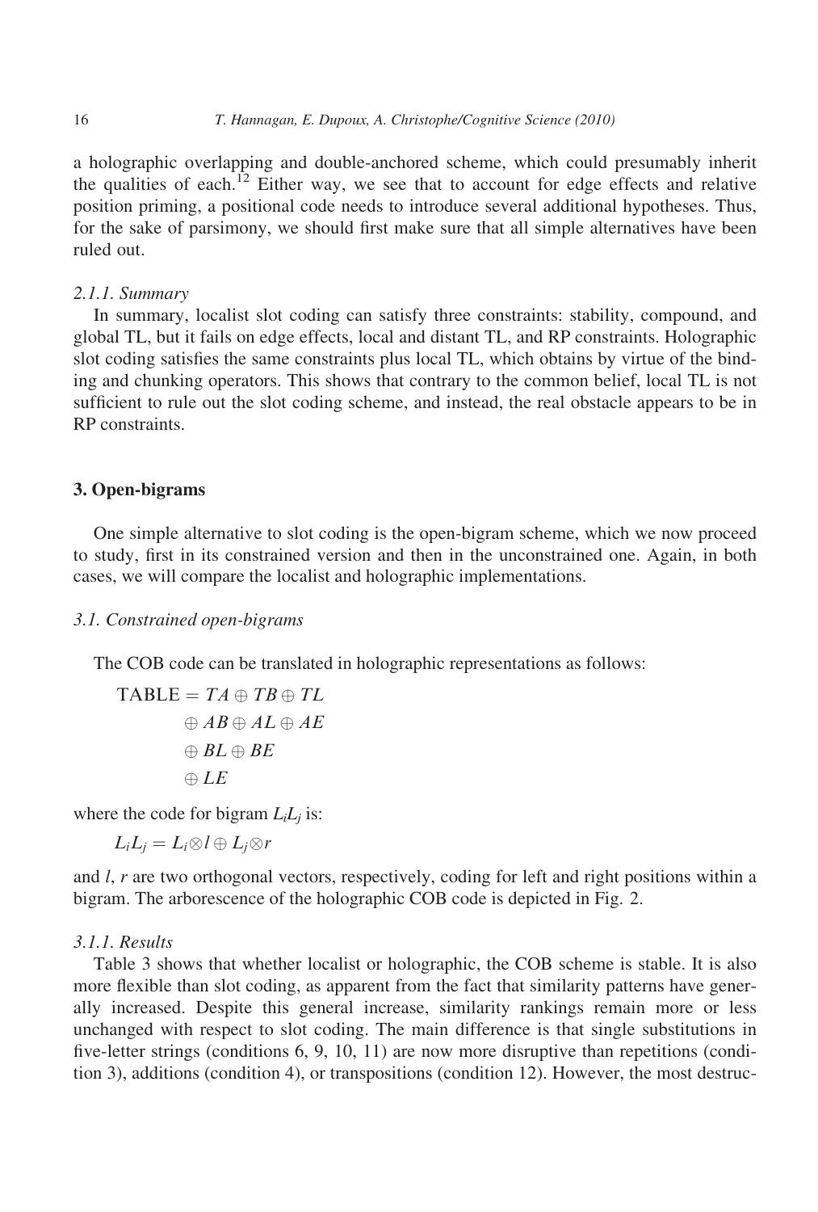a holographic overlapping and double-anchored scheme, which could presumably inherit the qualities of each.[12] Either way, we see that to account for edge effects and relative position priming, a positional code needs to introduce several additional hypotheses. Thus, for the sake of parsimony, we should first make sure that all simple alternatives have been ruled out.

#### 2.1.1. Summary

In summary, localist slot coding can satisfy three constraints: stability, compound, and global TL, but it fails on edge effects, local and distant TL, and RP constraints. Holographic slot coding satisfies the same constraints plus local TL, which obtains by virtue of the binding and chunking operators. This shows that contrary to the common belief, local TL is not sufficient to rule out the slot coding scheme, and instead, the real obstacle appears to be in RP constraints.

## 3. Open-bigrams

One simple alternative to slot coding is the open-bigram scheme, which we now proceed to study, first in its constrained version and then in the unconstrained one. Again, in both cases, we will compare the localist and holographic implementations.

### 3.1. Constrained open-bigrams

The COB code can be translated in holographic representations as follows:

$$
\begin{aligned}
\text{TABLE} = & \; TA \oplus TB \oplus TL \\
& \oplus AB \oplus AL \oplus AE \\
& \oplus BL \oplus BE \\
& \oplus LE
\end{aligned}
$$

where the code for bigram $L_iL_j$ is:

$$L_iL_j = L_i \otimes l \oplus L_j \otimes r$$

and $l$, $r$ are two orthogonal vectors, respectively, coding for left and right positions within a bigram. The arborescence of the holographic COB code is depicted in Fig. 2.

#### 3.1.1. Results

Table 3 shows that whether localist or holographic, the COB scheme is stable. It is also more flexible than slot coding, as apparent from the fact that similarity patterns have generally increased. Despite this general increase, similarity rankings remain more or less unchanged with respect to slot coding. The main difference is that single substitutions in five-letter strings (conditions 6, 9, 10, 11) are now more disruptive than repetitions (condition 3), additions (condition 4), or transpositions (condition 12). However, the most destruc-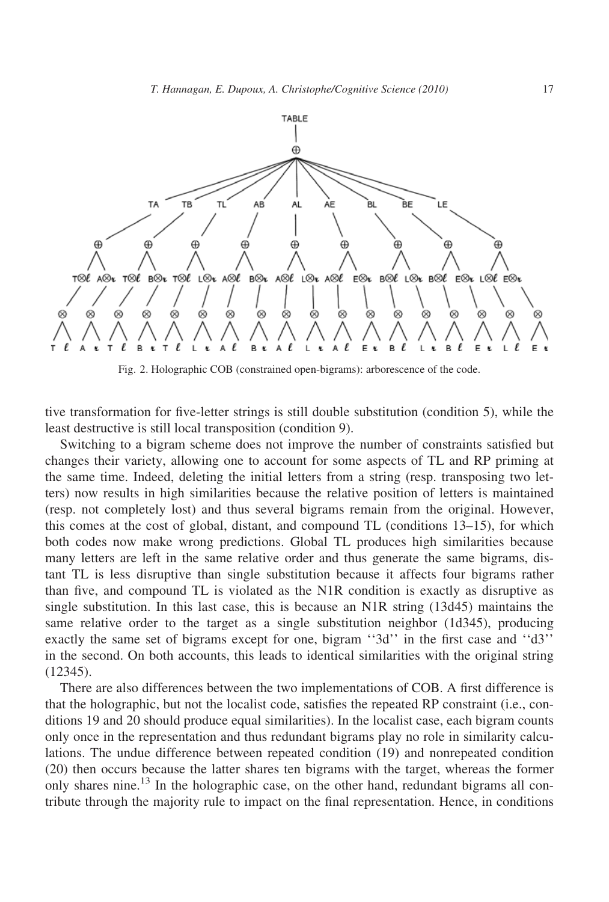Fig. 2. Holographic COB (constrained open-bigrams): arborescence of the code.

tive transformation for five-letter strings is still double substitution (condition 5), while the least destructive is still local transposition (condition 9).

Switching to a bigram scheme does not improve the number of constraints satisfied but changes their variety, allowing one to account for some aspects of TL and RP priming at the same time. Indeed, deleting the initial letters from a string (resp. transposing two letters) now results in high similarities because the relative position of letters is maintained (resp. not completely lost) and thus several bigrams remain from the original. However, this comes at the cost of global, distant, and compound TL (conditions 13–15), for which both codes now make wrong predictions. Global TL produces high similarities because many letters are left in the same relative order and thus generate the same bigrams, distant TL is less disruptive than single substitution because it affects four bigrams rather than five, and compound TL is violated as the N1R condition is exactly as disruptive as single substitution. In this last case, this is because an N1R string (13d45) maintains the same relative order to the target as a single substitution neighbor (1d345), producing exactly the same set of bigrams except for one, bigram ''3d'' in the first case and ''d3'' in the second. On both accounts, this leads to identical similarities with the original string (12345).

There are also differences between the two implementations of COB. A first difference is that the holographic, but not the localist code, satisfies the repeated RP constraint (i.e., conditions 19 and 20 should produce equal similarities). In the localist case, each bigram counts only once in the representation and thus redundant bigrams play no role in similarity calculations. The undue difference between repeated condition (19) and nonrepeated condition (20) then occurs because the latter shares ten bigrams with the target, whereas the former only shares nine.[13] In the holographic case, on the other hand, redundant bigrams all contribute through the majority rule to impact on the final representation. Hence, in conditions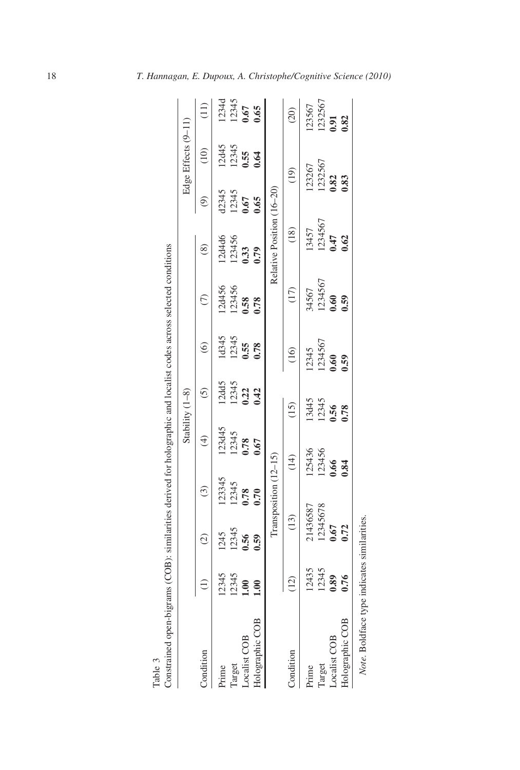Table 3

Constrained open-bigrams (COB): similarities derived for holographic and localist codes across selected conditions

| Condition | (1) | (2) | (3) | (4) | (5) | (6) | (7) | (8) | (9) | (10) | (11) |
|---|---|---|---|---|---|---|---|---|---|---|---|
| | Stability (1–8) | | | | | | | | Edge Effects (9–11) | | |
| Prime | 12345 | 1245 | 123345 | 123d45 | 12dd5 | 1d345 | 12d456 | 12d4d6 | d2345 | 12d45 | 1234d |
| Target | 12345 | 12345 | 12345 | 12345 | 12345 | 12345 | 123456 | 123456 | 12345 | 12345 | 12345 |
| Localist COB | **1.00** | **0.56** | **0.78** | **0.78** | **0.22** | **0.55** | **0.58** | **0.33** | **0.67** | **0.55** | **0.67** |
| Holographic COB | **1.00** | **0.59** | **0.70** | **0.67** | **0.42** | **0.78** | **0.78** | **0.79** | **0.65** | **0.64** | **0.65** |

| Condition | (12) | (13) | (14) | (15) | (16) | (17) | (18) | (19) | (20) |
|---|---|---|---|---|---|---|---|---|---|
| | Transposition (12–15) | | | | Relative Position (16–20) | | | | |
| Prime | 12435 | 21436587 | 125436 | 13d45 | 12345 | 34567 | 13457 | 123267 | 123567 |
| Target | 12345 | 12345678 | 123456 | 12345 | 1234567 | 1234567 | 1234567 | 1232567 | 1232567 |
| Localist COB | **0.89** | **0.67** | **0.66** | **0.56** | **0.60** | **0.60** | **0.47** | **0.82** | **0.91** |
| Holographic COB | **0.76** | **0.72** | **0.84** | **0.78** | **0.59** | **0.59** | **0.62** | **0.83** | **0.82** |

*Note*. Boldface type indicates similarities.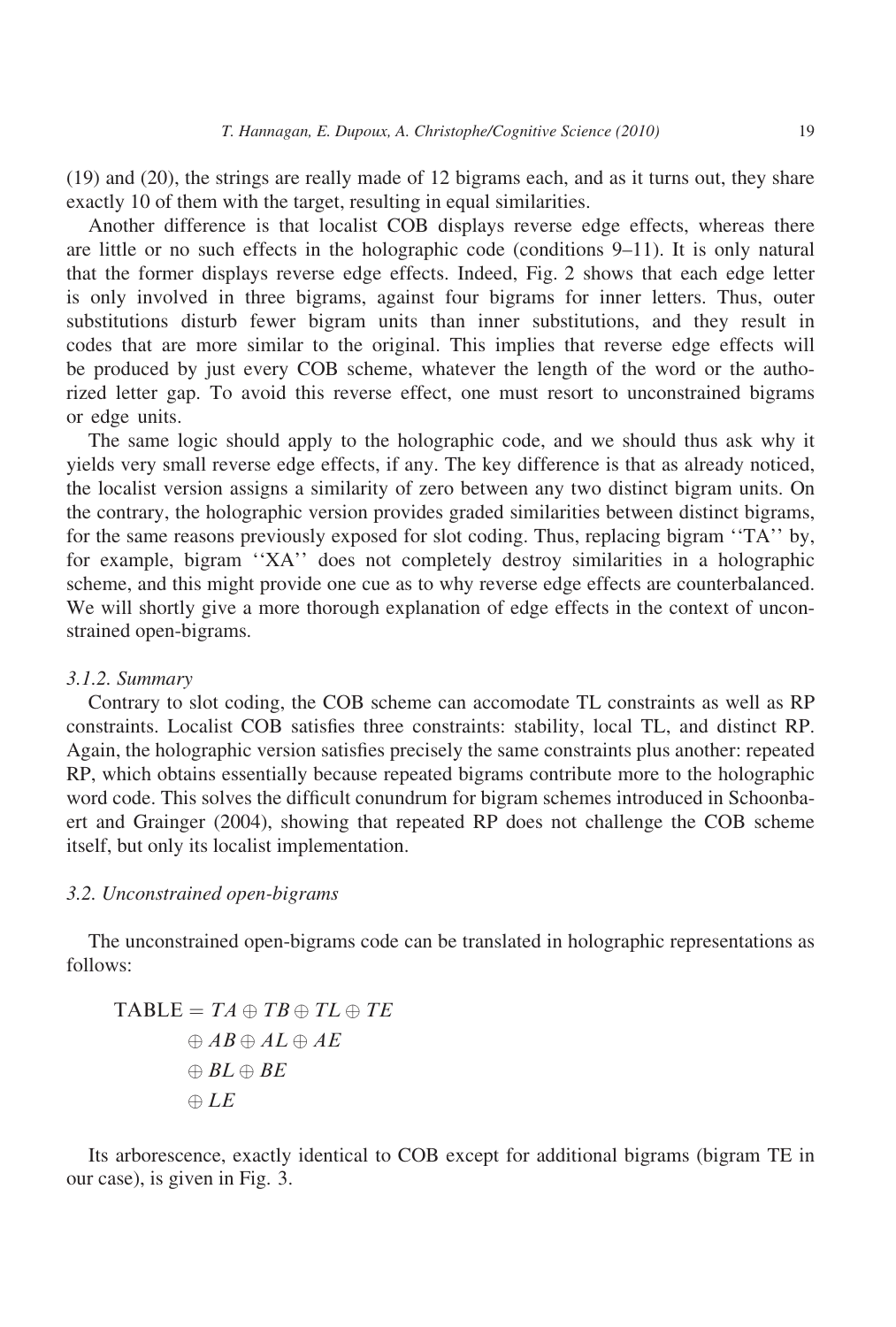(19) and (20), the strings are really made of 12 bigrams each, and as it turns out, they share exactly 10 of them with the target, resulting in equal similarities.

Another difference is that localist COB displays reverse edge effects, whereas there are little or no such effects in the holographic code (conditions 9–11). It is only natural that the former displays reverse edge effects. Indeed, Fig. 2 shows that each edge letter is only involved in three bigrams, against four bigrams for inner letters. Thus, outer substitutions disturb fewer bigram units than inner substitutions, and they result in codes that are more similar to the original. This implies that reverse edge effects will be produced by just every COB scheme, whatever the length of the word or the authorized letter gap. To avoid this reverse effect, one must resort to unconstrained bigrams or edge units.

The same logic should apply to the holographic code, and we should thus ask why it yields very small reverse edge effects, if any. The key difference is that as already noticed, the localist version assigns a similarity of zero between any two distinct bigram units. On the contrary, the holographic version provides graded similarities between distinct bigrams, for the same reasons previously exposed for slot coding. Thus, replacing bigram ''TA'' by, for example, bigram ''XA'' does not completely destroy similarities in a holographic scheme, and this might provide one cue as to why reverse edge effects are counterbalanced. We will shortly give a more thorough explanation of edge effects in the context of unconstrained open-bigrams.

### 3.1.2. Summary

Contrary to slot coding, the COB scheme can accomodate TL constraints as well as RP constraints. Localist COB satisfies three constraints: stability, local TL, and distinct RP. Again, the holographic version satisfies precisely the same constraints plus another: repeated RP, which obtains essentially because repeated bigrams contribute more to the holographic word code. This solves the difficult conundrum for bigram schemes introduced in Schoonbaert and Grainger (2004), showing that repeated RP does not challenge the COB scheme itself, but only its localist implementation.

## 3.2. Unconstrained open-bigrams

The unconstrained open-bigrams code can be translated in holographic representations as follows:

$$
\begin{aligned}
\text{TABLE} = {} & TA \oplus TB \oplus TL \oplus TE \\
& \oplus AB \oplus AL \oplus AE \\
& \oplus BL \oplus BE \\
& \oplus LE
\end{aligned}
$$

Its arborescence, exactly identical to COB except for additional bigrams (bigram TE in our case), is given in Fig. 3.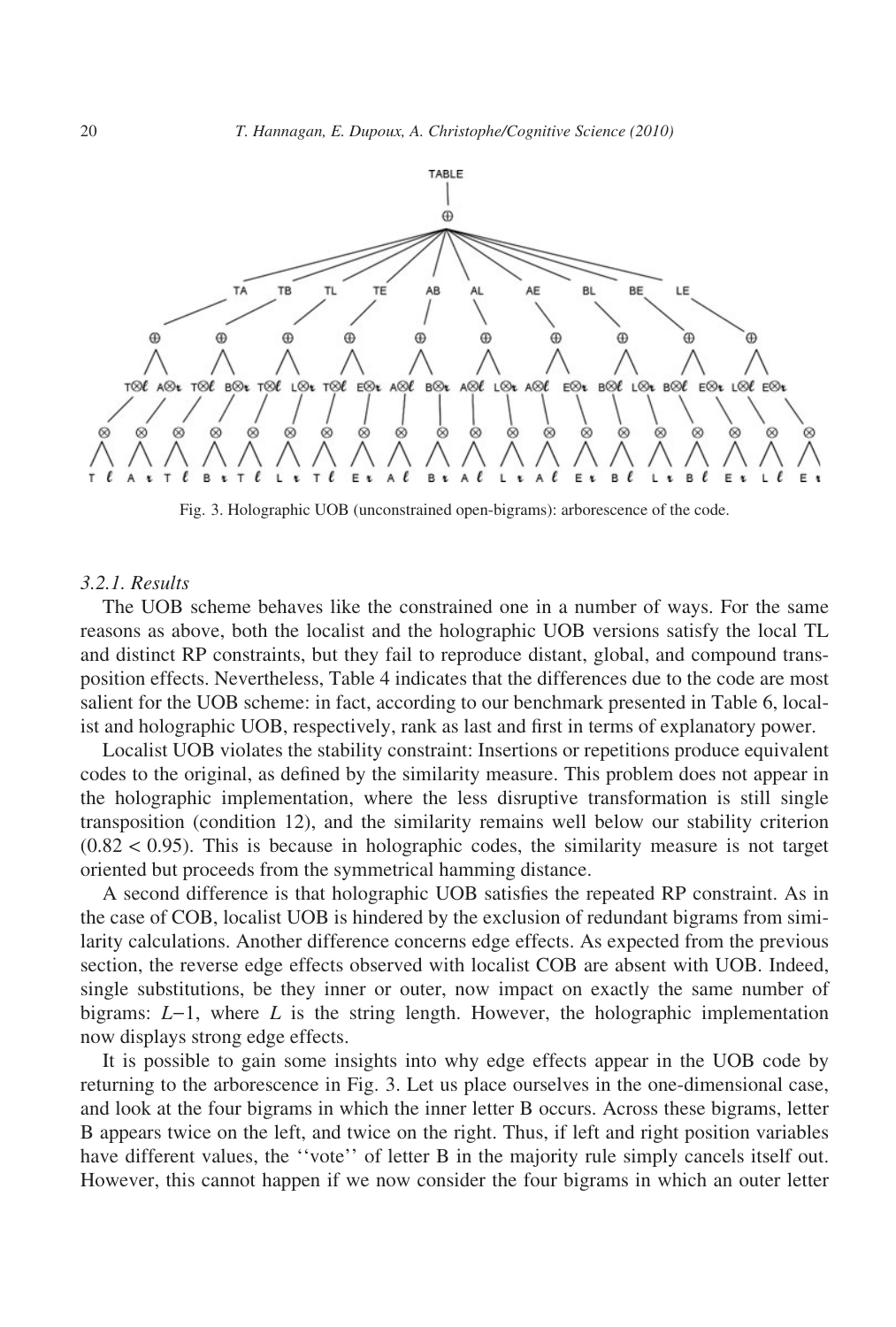TABLE

⊕

TA TB TL TE AB AL AE BL BE LE

⊕ ⊕ ⊕ ⊕ ⊕ ⊕ ⊕ ⊕ ⊕ ⊕

T⊗ℓ A⊗r T⊗ℓ B⊗r T⊗ℓ L⊗r T⊗ℓ E⊗r A⊗ℓ B⊗r A⊗ℓ L⊗r A⊗ℓ E⊗r B⊗ℓ L⊗r B⊗ℓ E⊗r L⊗ℓ E⊗r

⊗ ⊗ ⊗ ⊗ ⊗ ⊗ ⊗ ⊗ ⊗ ⊗ ⊗ ⊗ ⊗ ⊗ ⊗ ⊗ ⊗ ⊗ ⊗ ⊗

T ℓ A r T ℓ B r T ℓ L r T ℓ E r A ℓ B r A ℓ L r A ℓ E r B ℓ L r B ℓ E r L ℓ E r

Fig. 3. Holographic UOB (unconstrained open-bigrams): arborescence of the code.

### 3.2.1. Results

The UOB scheme behaves like the constrained one in a number of ways. For the same reasons as above, both the localist and the holographic UOB versions satisfy the local TL and distinct RP constraints, but they fail to reproduce distant, global, and compound transposition effects. Nevertheless, Table 4 indicates that the differences due to the code are most salient for the UOB scheme: in fact, according to our benchmark presented in Table 6, localist and holographic UOB, respectively, rank as last and first in terms of explanatory power.

Localist UOB violates the stability constraint: Insertions or repetitions produce equivalent codes to the original, as defined by the similarity measure. This problem does not appear in the holographic implementation, where the less disruptive transformation is still single transposition (condition 12), and the similarity remains well below our stability criterion ($0.82 < 0.95$). This is because in holographic codes, the similarity measure is not target oriented but proceeds from the symmetrical hamming distance.

A second difference is that holographic UOB satisfies the repeated RP constraint. As in the case of COB, localist UOB is hindered by the exclusion of redundant bigrams from similarity calculations. Another difference concerns edge effects. As expected from the previous section, the reverse edge effects observed with localist COB are absent with UOB. Indeed, single substitutions, be they inner or outer, now impact on exactly the same number of bigrams: $L-1$, where $L$ is the string length. However, the holographic implementation now displays strong edge effects.

It is possible to gain some insights into why edge effects appear in the UOB code by returning to the arborescence in Fig. 3. Let us place ourselves in the one-dimensional case, and look at the four bigrams in which the inner letter B occurs. Across these bigrams, letter B appears twice on the left, and twice on the right. Thus, if left and right position variables have different values, the ''vote'' of letter B in the majority rule simply cancels itself out. However, this cannot happen if we now consider the four bigrams in which an outer letter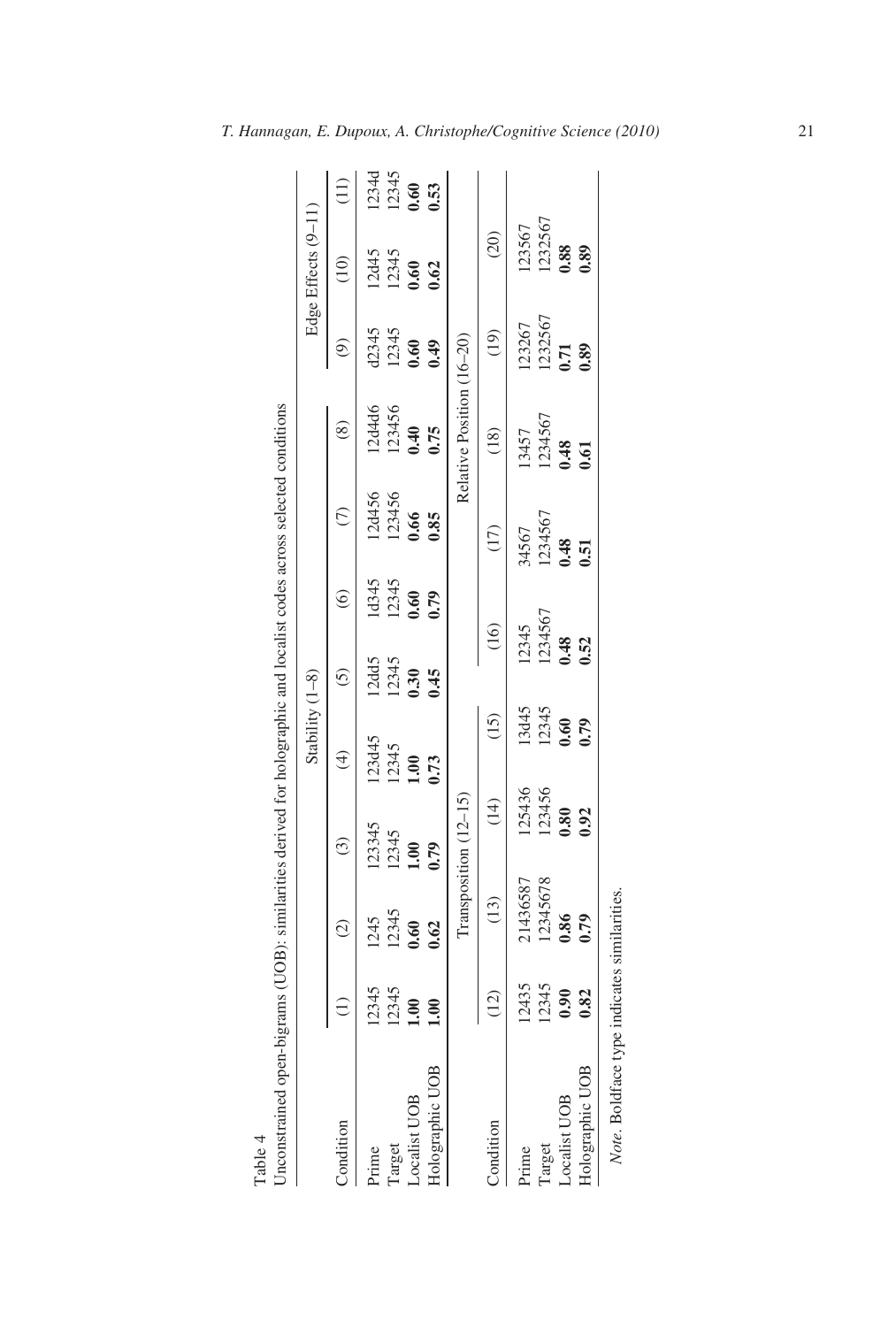Table 4
Unconstrained open-bigrams (UOB): similarities derived for holographic and localist codes across selected conditions

| Condition | Stability (1–8) | | | | | | | | Edge Effects (9–11) | | |
|---|---|---|---|---|---|---|---|---|---|---|---|
| | (1) | (2) | (3) | (4) | (5) | (6) | (7) | (8) | (9) | (10) | (11) |
| Prime | 12345 | 1245 | 123345 | 123d45 | 12dd5 | 1d345 | 12d456 | 12d4d6 | d2345 | 12d45 | 1234d |
| Target | 12345 | 12345 | 12345 | 12345 | 12345 | 12345 | 123456 | 123456 | 12345 | 12345 | 12345 |
| Localist UOB | **1.00** | **0.60** | **1.00** | **1.00** | **0.30** | **0.60** | **0.66** | **0.40** | **0.60** | **0.60** | **0.60** |
| Holographic UOB | **1.00** | **0.62** | **0.79** | **0.73** | **0.45** | **0.79** | **0.85** | **0.75** | **0.49** | **0.62** | **0.53** |

| Condition | Transposition (12–15) | | | | Relative Position (16–20) | | | | |
|---|---|---|---|---|---|---|---|---|---|
| | (12) | (13) | (14) | (15) | (16) | (17) | (18) | (19) | (20) |
| Prime | 12435 | 21436587 | 125436 | 13d45 | 12345 | 34567 | 13457 | 123267 | 123567 |
| Target | 12345 | 12345678 | 123456 | 12345 | 1234567 | 1234567 | 1234567 | 1232567 | 1232567 |
| Localist UOB | **0.90** | **0.86** | **0.80** | **0.60** | **0.48** | **0.48** | **0.48** | **0.71** | **0.88** |
| Holographic UOB | **0.82** | **0.79** | **0.92** | **0.79** | **0.52** | **0.51** | **0.61** | **0.89** | **0.89** |

*Note*. Boldface type indicates similarities.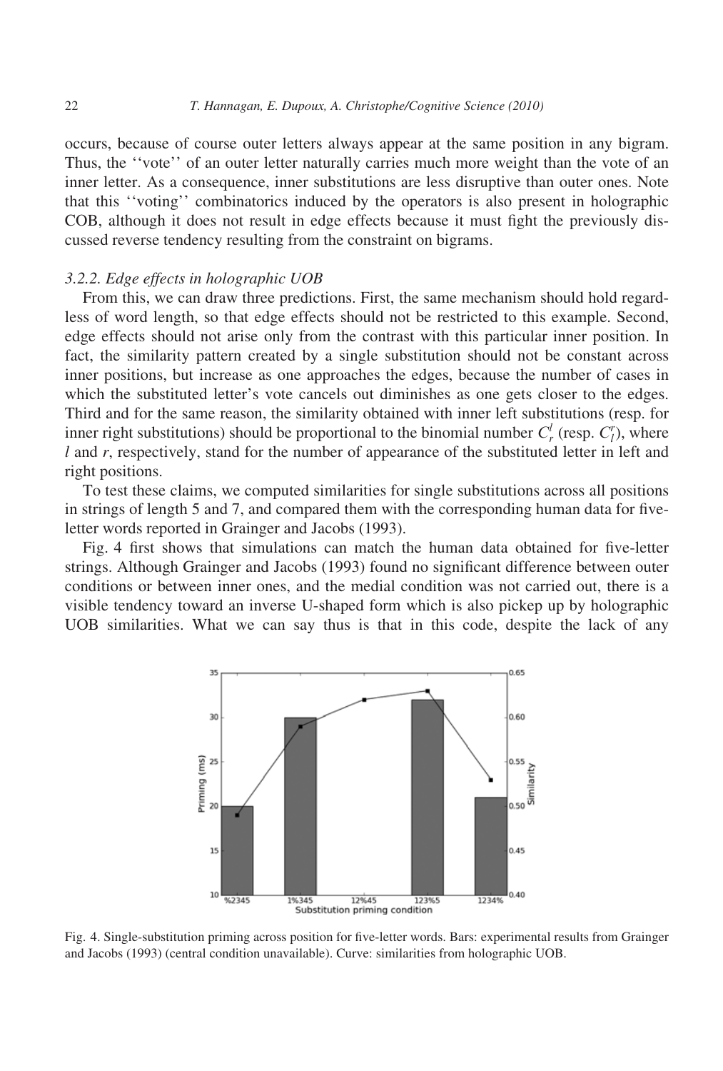occurs, because of course outer letters always appear at the same position in any bigram. Thus, the ''vote'' of an outer letter naturally carries much more weight than the vote of an inner letter. As a consequence, inner substitutions are less disruptive than outer ones. Note that this ''voting'' combinatorics induced by the operators is also present in holographic COB, although it does not result in edge effects because it must fight the previously discussed reverse tendency resulting from the constraint on bigrams.

### 3.2.2. Edge effects in holographic UOB

From this, we can draw three predictions. First, the same mechanism should hold regardless of word length, so that edge effects should not be restricted to this example. Second, edge effects should not arise only from the contrast with this particular inner position. In fact, the similarity pattern created by a single substitution should not be constant across inner positions, but increase as one approaches the edges, because the number of cases in which the substituted letter's vote cancels out diminishes as one gets closer to the edges. Third and for the same reason, the similarity obtained with inner left substitutions (resp. for inner right substitutions) should be proportional to the binomial number $C_r^l$ (resp. $C_l^r$), where $l$ and $r$, respectively, stand for the number of appearance of the substituted letter in left and right positions.

To test these claims, we computed similarities for single substitutions across all positions in strings of length 5 and 7, and compared them with the corresponding human data for five-letter words reported in Grainger and Jacobs (1993).

Fig. 4 first shows that simulations can match the human data obtained for five-letter strings. Although Grainger and Jacobs (1993) found no significant difference between outer conditions or between inner ones, and the medial condition was not carried out, there is a visible tendency toward an inverse U-shaped form which is also pickep up by holographic UOB similarities. What we can say thus is that in this code, despite the lack of any

Fig. 4. Single-substitution priming across position for five-letter words. Bars: experimental results from Grainger and Jacobs (1993) (central condition unavailable). Curve: similarities from holographic UOB.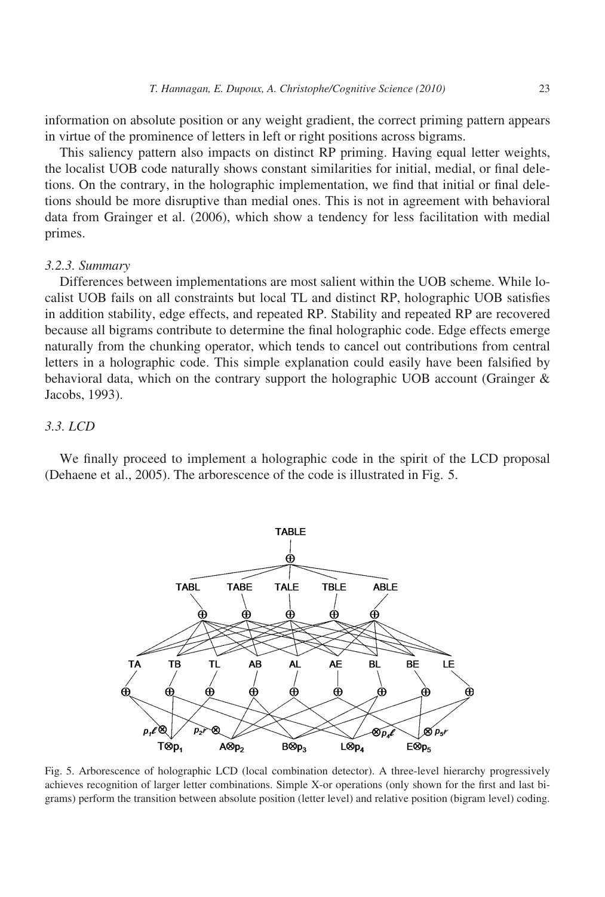information on absolute position or any weight gradient, the correct priming pattern appears in virtue of the prominence of letters in left or right positions across bigrams.

This saliency pattern also impacts on distinct RP priming. Having equal letter weights, the localist UOB code naturally shows constant similarities for initial, medial, or final deletions. On the contrary, in the holographic implementation, we find that initial or final deletions should be more disruptive than medial ones. This is not in agreement with behavioral data from Grainger et al. (2006), which show a tendency for less facilitation with medial primes.

#### *3.2.3. Summary*

Differences between implementations are most salient within the UOB scheme. While localist UOB fails on all constraints but local TL and distinct RP, holographic UOB satisfies in addition stability, edge effects, and repeated RP. Stability and repeated RP are recovered because all bigrams contribute to determine the final holographic code. Edge effects emerge naturally from the chunking operator, which tends to cancel out contributions from central letters in a holographic code. This simple explanation could easily have been falsified by behavioral data, which on the contrary support the holographic UOB account (Grainger & Jacobs, 1993).

### *3.3. LCD*

We finally proceed to implement a holographic code in the spirit of the LCD proposal (Dehaene et al., 2005). The arborescence of the code is illustrated in Fig. 5.

Fig. 5. Arborescence of holographic LCD (local combination detector). A three-level hierarchy progressively achieves recognition of larger letter combinations. Simple X-or operations (only shown for the first and last bigrams) perform the transition between absolute position (letter level) and relative position (bigram level) coding.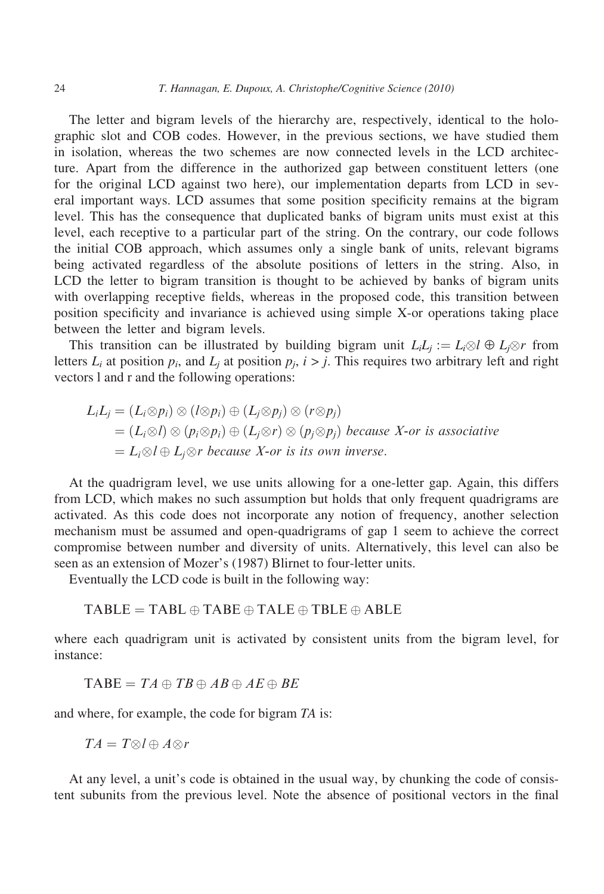The letter and bigram levels of the hierarchy are, respectively, identical to the holographic slot and COB codes. However, in the previous sections, we have studied them in isolation, whereas the two schemes are now connected levels in the LCD architecture. Apart from the difference in the authorized gap between constituent letters (one for the original LCD against two here), our implementation departs from LCD in several important ways. LCD assumes that some position specificity remains at the bigram level. This has the consequence that duplicated banks of bigram units must exist at this level, each receptive to a particular part of the string. On the contrary, our code follows the initial COB approach, which assumes only a single bank of units, relevant bigrams being activated regardless of the absolute positions of letters in the string. Also, in LCD the letter to bigram transition is thought to be achieved by banks of bigram units with overlapping receptive fields, whereas in the proposed code, this transition between position specificity and invariance is achieved using simple X-or operations taking place between the letter and bigram levels.

This transition can be illustrated by building bigram unit $L_iL_j := L_i \otimes l \oplus L_j \otimes r$ from letters $L_i$ at position $p_i$, and $L_j$ at position $p_j$, $i > j$. This requires two arbitrary left and right vectors l and r and the following operations:

$$
\begin{aligned}
L_iL_j &= (L_i \otimes p_i) \otimes (l \otimes p_i) \oplus (L_j \otimes p_j) \otimes (r \otimes p_j) \\
&= (L_i \otimes l) \otimes (p_i \otimes p_i) \oplus (L_j \otimes r) \otimes (p_j \otimes p_j) \text{ because X-or is associative} \\
&= L_i \otimes l \oplus L_j \otimes r \text{ because X-or is its own inverse.}
\end{aligned}
$$

At the quadrigram level, we use units allowing for a one-letter gap. Again, this differs from LCD, which makes no such assumption but holds that only frequent quadrigrams are activated. As this code does not incorporate any notion of frequency, another selection mechanism must be assumed and open-quadrigrams of gap 1 seem to achieve the correct compromise between number and diversity of units. Alternatively, this level can also be seen as an extension of Mozer's (1987) Blirnet to four-letter units.

Eventually the LCD code is built in the following way:

$$\text{TABLE} = \text{TABL} \oplus \text{TABE} \oplus \text{TALE} \oplus \text{TBLE} \oplus \text{ABLE}$$

where each quadrigram unit is activated by consistent units from the bigram level, for instance:

$$\text{TABE} = TA \oplus TB \oplus AB \oplus AE \oplus BE$$

and where, for example, the code for bigram *TA* is:

$$TA = T \otimes l \oplus A \otimes r$$

At any level, a unit's code is obtained in the usual way, by chunking the code of consistent subunits from the previous level. Note the absence of positional vectors in the final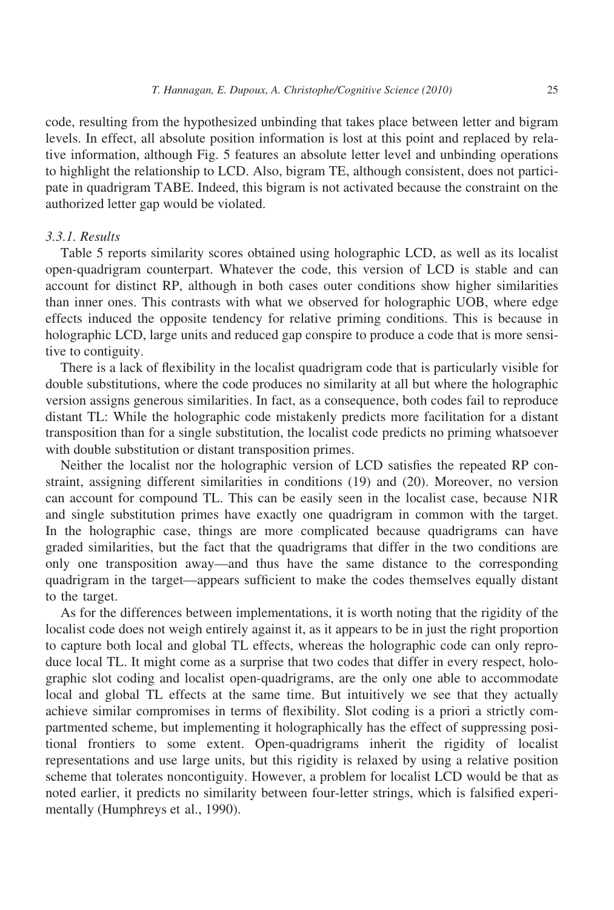code, resulting from the hypothesized unbinding that takes place between letter and bigram levels. In effect, all absolute position information is lost at this point and replaced by relative information, although Fig. 5 features an absolute letter level and unbinding operations to highlight the relationship to LCD. Also, bigram TE, although consistent, does not participate in quadrigram TABE. Indeed, this bigram is not activated because the constraint on the authorized letter gap would be violated.

### 3.3.1. Results

Table 5 reports similarity scores obtained using holographic LCD, as well as its localist open-quadrigram counterpart. Whatever the code, this version of LCD is stable and can account for distinct RP, although in both cases outer conditions show higher similarities than inner ones. This contrasts with what we observed for holographic UOB, where edge effects induced the opposite tendency for relative priming conditions. This is because in holographic LCD, large units and reduced gap conspire to produce a code that is more sensitive to contiguity.

There is a lack of flexibility in the localist quadrigram code that is particularly visible for double substitutions, where the code produces no similarity at all but where the holographic version assigns generous similarities. In fact, as a consequence, both codes fail to reproduce distant TL: While the holographic code mistakenly predicts more facilitation for a distant transposition than for a single substitution, the localist code predicts no priming whatsoever with double substitution or distant transposition primes.

Neither the localist nor the holographic version of LCD satisfies the repeated RP constraint, assigning different similarities in conditions (19) and (20). Moreover, no version can account for compound TL. This can be easily seen in the localist case, because N1R and single substitution primes have exactly one quadrigram in common with the target. In the holographic case, things are more complicated because quadrigrams can have graded similarities, but the fact that the quadrigrams that differ in the two conditions are only one transposition away—and thus have the same distance to the corresponding quadrigram in the target—appears sufficient to make the codes themselves equally distant to the target.

As for the differences between implementations, it is worth noting that the rigidity of the localist code does not weigh entirely against it, as it appears to be in just the right proportion to capture both local and global TL effects, whereas the holographic code can only reproduce local TL. It might come as a surprise that two codes that differ in every respect, holographic slot coding and localist open-quadrigrams, are the only one able to accommodate local and global TL effects at the same time. But intuitively we see that they actually achieve similar compromises in terms of flexibility. Slot coding is a priori a strictly compartmented scheme, but implementing it holographically has the effect of suppressing positional frontiers to some extent. Open-quadrigrams inherit the rigidity of localist representations and use large units, but this rigidity is relaxed by using a relative position scheme that tolerates noncontiguity. However, a problem for localist LCD would be that as noted earlier, it predicts no similarity between four-letter strings, which is falsified experimentally (Humphreys et al., 1990).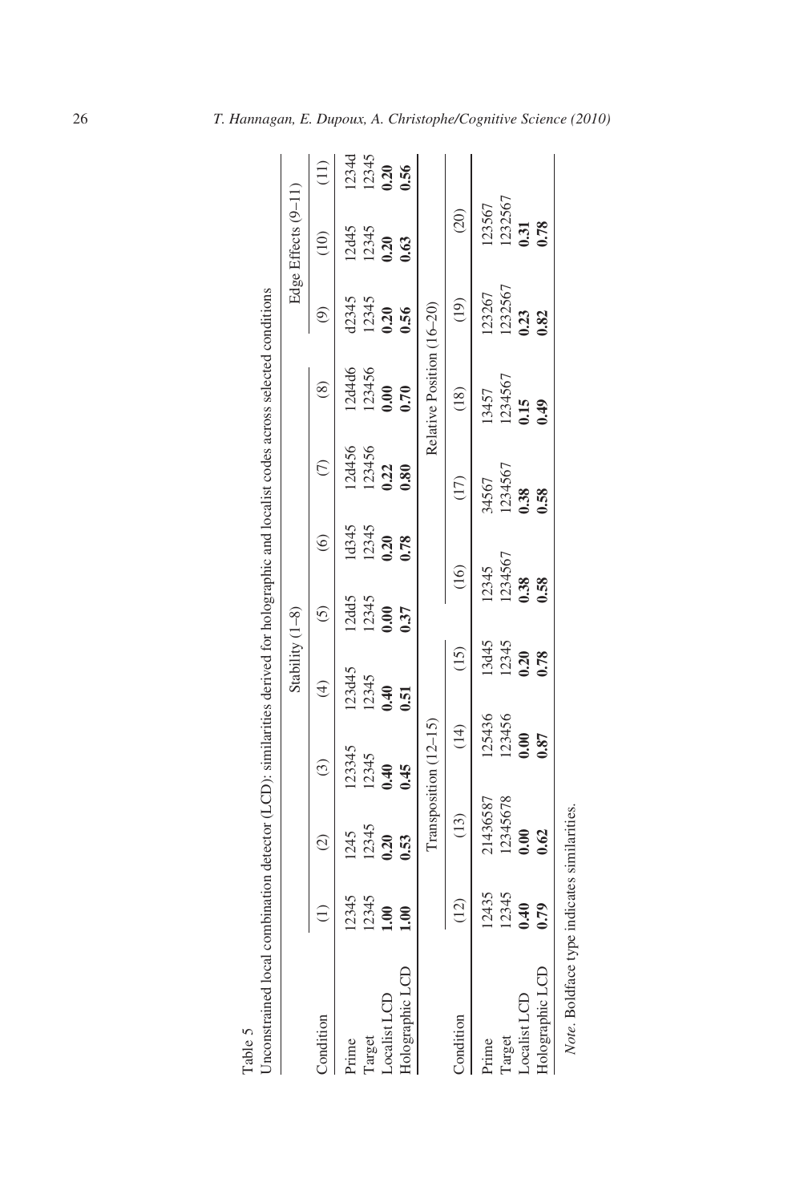Table 5
Unconstrained local combination detector (LCD): similarities derived for holographic and localist codes across selected conditions

| Condition | Stability (1–8) | | | | | | | | Edge Effects (9–11) | | |
|---|---|---|---|---|---|---|---|---|---|---|---|
| | (1) | (2) | (3) | (4) | (5) | (6) | (7) | (8) | (9) | (10) | (11) |
| Prime | 12345 | 1245 | 123345 | 123d45 | 12dd5 | 1d345 | 12d456 | 12d4d6 | d2345 | 12d45 | 1234d |
| Target | 12345 | 12345 | 12345 | 12345 | 12345 | 12345 | 123456 | 123456 | 12345 | 12345 | 12345 |
| Localist LCD | **1.00** | **0.20** | **0.40** | **0.40** | **0.00** | **0.20** | **0.22** | **0.00** | **0.20** | **0.20** | **0.20** |
| Holographic LCD | **1.00** | **0.53** | **0.45** | **0.51** | **0.37** | **0.78** | **0.80** | **0.70** | **0.56** | **0.63** | **0.56** |

| Condition | Transposition (12–15) | | | | Relative Position (16–20) | | | | |
|---|---|---|---|---|---|---|---|---|---|
| | (12) | (13) | (14) | (15) | (16) | (17) | (18) | (19) | (20) |
| Prime | 12435 | 21436587 | 125436 | 13d45 | 12345 | 34567 | 13457 | 123267 | 123567 |
| Target | 12345 | 12345678 | 123456 | 12345 | 1234567 | 1234567 | 1234567 | 1232567 | 1232567 |
| Localist LCD | **0.40** | **0.00** | **0.00** | **0.20** | **0.38** | **0.38** | **0.15** | **0.23** | **0.31** |
| Holographic LCD | **0.79** | **0.62** | **0.87** | **0.78** | **0.58** | **0.58** | **0.49** | **0.82** | **0.78** |

*Note*. Boldface type indicates similarities.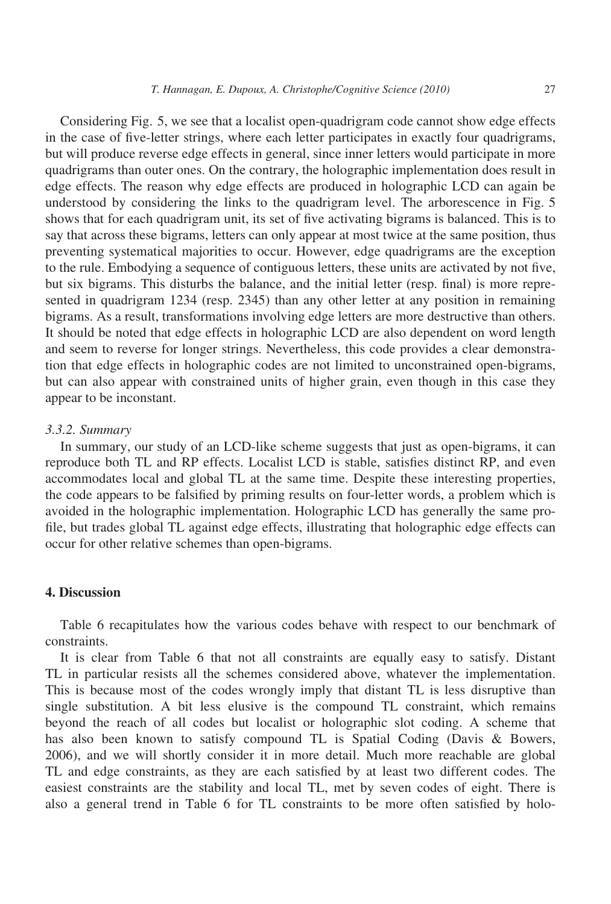Considering Fig. 5, we see that a localist open-quadrigram code cannot show edge effects in the case of five-letter strings, where each letter participates in exactly four quadrigrams, but will produce reverse edge effects in general, since inner letters would participate in more quadrigrams than outer ones. On the contrary, the holographic implementation does result in edge effects. The reason why edge effects are produced in holographic LCD can again be understood by considering the links to the quadrigram level. The arborescence in Fig. 5 shows that for each quadrigram unit, its set of five activating bigrams is balanced. This is to say that across these bigrams, letters can only appear at most twice at the same position, thus preventing systematical majorities to occur. However, edge quadrigrams are the exception to the rule. Embodying a sequence of contiguous letters, these units are activated by not five, but six bigrams. This disturbs the balance, and the initial letter (resp. final) is more represented in quadrigram 1234 (resp. 2345) than any other letter at any position in remaining bigrams. As a result, transformations involving edge letters are more destructive than others. It should be noted that edge effects in holographic LCD are also dependent on word length and seem to reverse for longer strings. Nevertheless, this code provides a clear demonstration that edge effects in holographic codes are not limited to unconstrained open-bigrams, but can also appear with constrained units of higher grain, even though in this case they appear to be inconstant.

### 3.3.2. Summary

In summary, our study of an LCD-like scheme suggests that just as open-bigrams, it can reproduce both TL and RP effects. Localist LCD is stable, satisfies distinct RP, and even accommodates local and global TL at the same time. Despite these interesting properties, the code appears to be falsified by priming results on four-letter words, a problem which is avoided in the holographic implementation. Holographic LCD has generally the same profile, but trades global TL against edge effects, illustrating that holographic edge effects can occur for other relative schemes than open-bigrams.

## 4. Discussion

Table 6 recapitulates how the various codes behave with respect to our benchmark of constraints.

It is clear from Table 6 that not all constraints are equally easy to satisfy. Distant TL in particular resists all the schemes considered above, whatever the implementation. This is because most of the codes wrongly imply that distant TL is less disruptive than single substitution. A bit less elusive is the compound TL constraint, which remains beyond the reach of all codes but localist or holographic slot coding. A scheme that has also been known to satisfy compound TL is Spatial Coding (Davis & Bowers, 2006), and we will shortly consider it in more detail. Much more reachable are global TL and edge constraints, as they are each satisfied by at least two different codes. The easiest constraints are the stability and local TL, met by seven codes of eight. There is also a general trend in Table 6 for TL constraints to be more often satisfied by holo-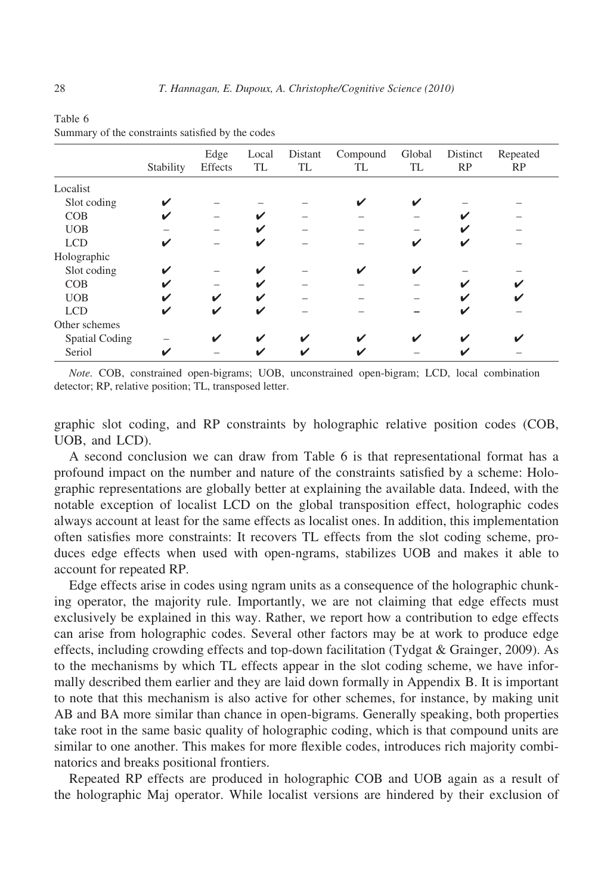Table 6
Summary of the constraints satisfied by the codes

| | Stability | Edge Effects | Local TL | Distant TL | Compound TL | Global TL | Distinct RP | Repeated RP |
|---|---|---|---|---|---|---|---|---|
| Localist | | | | | | | | |
| Slot coding | ✔ | – | – | – | ✔ | ✔ | – | – |
| COB | ✔ | – | ✔ | – | – | – | ✔ | – |
| UOB | – | – | ✔ | – | – | – | ✔ | – |
| LCD | ✔ | – | ✔ | – | – | ✔ | ✔ | – |
| Holographic | | | | | | | | |
| Slot coding | ✔ | – | ✔ | – | ✔ | ✔ | – | – |
| COB | ✔ | – | ✔ | – | – | – | ✔ | ✔ |
| UOB | ✔ | ✔ | ✔ | – | – | – | ✔ | ✔ |
| LCD | ✔ | ✔ | ✔ | – | – | – | ✔ | – |
| Other schemes | | | | | | | | |
| Spatial Coding | – | ✔ | ✔ | ✔ | ✔ | ✔ | ✔ | ✔ |
| Seriol | ✔ | – | ✔ | ✔ | ✔ | – | ✔ | – |

*Note*. COB, constrained open-bigrams; UOB, unconstrained open-bigram; LCD, local combination detector; RP, relative position; TL, transposed letter.

graphic slot coding, and RP constraints by holographic relative position codes (COB, UOB, and LCD).

A second conclusion we can draw from Table 6 is that representational format has a profound impact on the number and nature of the constraints satisfied by a scheme: Holographic representations are globally better at explaining the available data. Indeed, with the notable exception of localist LCD on the global transposition effect, holographic codes always account at least for the same effects as localist ones. In addition, this implementation often satisfies more constraints: It recovers TL effects from the slot coding scheme, produces edge effects when used with open-ngrams, stabilizes UOB and makes it able to account for repeated RP.

Edge effects arise in codes using ngram units as a consequence of the holographic chunking operator, the majority rule. Importantly, we are not claiming that edge effects must exclusively be explained in this way. Rather, we report how a contribution to edge effects can arise from holographic codes. Several other factors may be at work to produce edge effects, including crowding effects and top-down facilitation (Tydgat & Grainger, 2009). As to the mechanisms by which TL effects appear in the slot coding scheme, we have informally described them earlier and they are laid down formally in Appendix B. It is important to note that this mechanism is also active for other schemes, for instance, by making unit AB and BA more similar than chance in open-bigrams. Generally speaking, both properties take root in the same basic quality of holographic coding, which is that compound units are similar to one another. This makes for more flexible codes, introduces rich majority combinatorics and breaks positional frontiers.

Repeated RP effects are produced in holographic COB and UOB again as a result of the holographic Maj operator. While localist versions are hindered by their exclusion of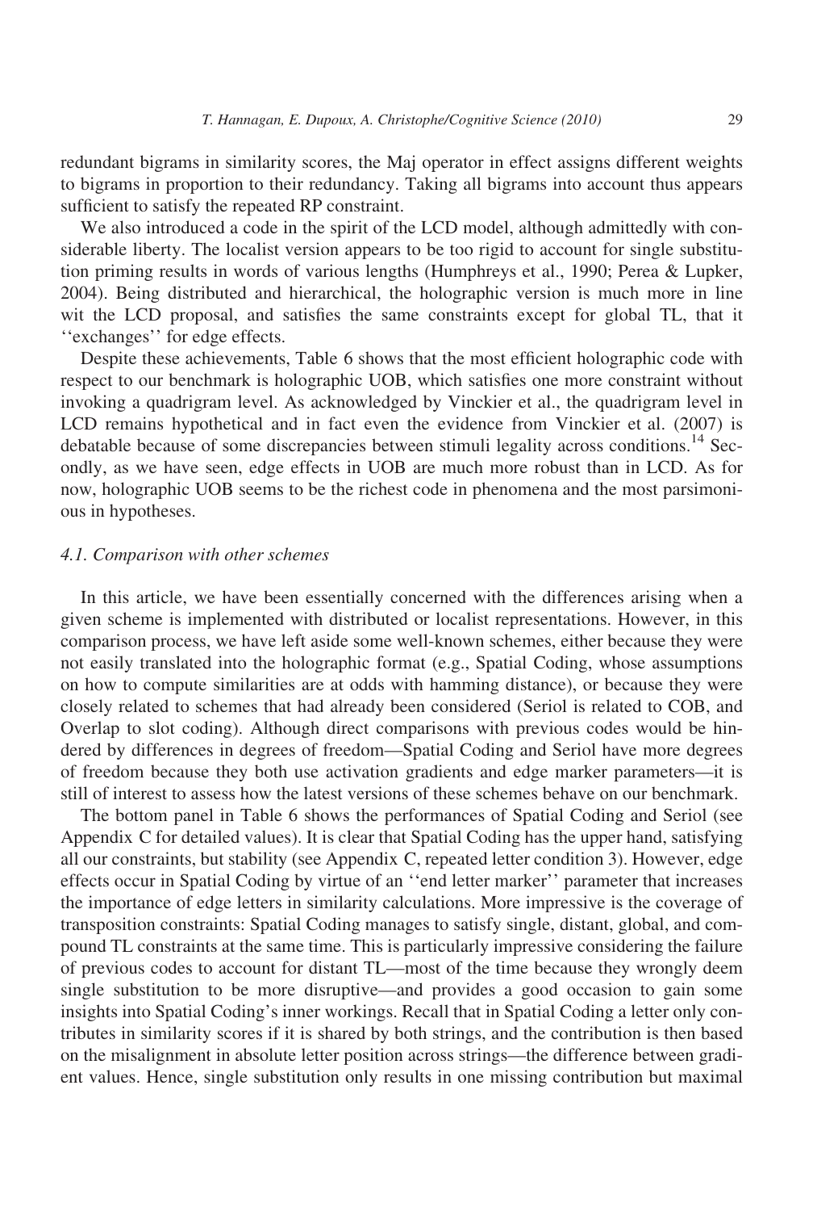redundant bigrams in similarity scores, the Maj operator in effect assigns different weights to bigrams in proportion to their redundancy. Taking all bigrams into account thus appears sufficient to satisfy the repeated RP constraint.

We also introduced a code in the spirit of the LCD model, although admittedly with considerable liberty. The localist version appears to be too rigid to account for single substitution priming results in words of various lengths (Humphreys et al., 1990; Perea & Lupker, 2004). Being distributed and hierarchical, the holographic version is much more in line wit the LCD proposal, and satisfies the same constraints except for global TL, that it ''exchanges'' for edge effects.

Despite these achievements, Table 6 shows that the most efficient holographic code with respect to our benchmark is holographic UOB, which satisfies one more constraint without invoking a quadrigram level. As acknowledged by Vinckier et al., the quadrigram level in LCD remains hypothetical and in fact even the evidence from Vinckier et al. (2007) is debatable because of some discrepancies between stimuli legality across conditions.[14] Secondly, as we have seen, edge effects in UOB are much more robust than in LCD. As for now, holographic UOB seems to be the richest code in phenomena and the most parsimonious in hypotheses.

### 4.1. Comparison with other schemes

In this article, we have been essentially concerned with the differences arising when a given scheme is implemented with distributed or localist representations. However, in this comparison process, we have left aside some well-known schemes, either because they were not easily translated into the holographic format (e.g., Spatial Coding, whose assumptions on how to compute similarities are at odds with hamming distance), or because they were closely related to schemes that had already been considered (Seriol is related to COB, and Overlap to slot coding). Although direct comparisons with previous codes would be hindered by differences in degrees of freedom—Spatial Coding and Seriol have more degrees of freedom because they both use activation gradients and edge marker parameters—it is still of interest to assess how the latest versions of these schemes behave on our benchmark.

The bottom panel in Table 6 shows the performances of Spatial Coding and Seriol (see Appendix C for detailed values). It is clear that Spatial Coding has the upper hand, satisfying all our constraints, but stability (see Appendix C, repeated letter condition 3). However, edge effects occur in Spatial Coding by virtue of an ''end letter marker'' parameter that increases the importance of edge letters in similarity calculations. More impressive is the coverage of transposition constraints: Spatial Coding manages to satisfy single, distant, global, and compound TL constraints at the same time. This is particularly impressive considering the failure of previous codes to account for distant TL—most of the time because they wrongly deem single substitution to be more disruptive—and provides a good occasion to gain some insights into Spatial Coding's inner workings. Recall that in Spatial Coding a letter only contributes in similarity scores if it is shared by both strings, and the contribution is then based on the misalignment in absolute letter position across strings—the difference between gradient values. Hence, single substitution only results in one missing contribution but maximal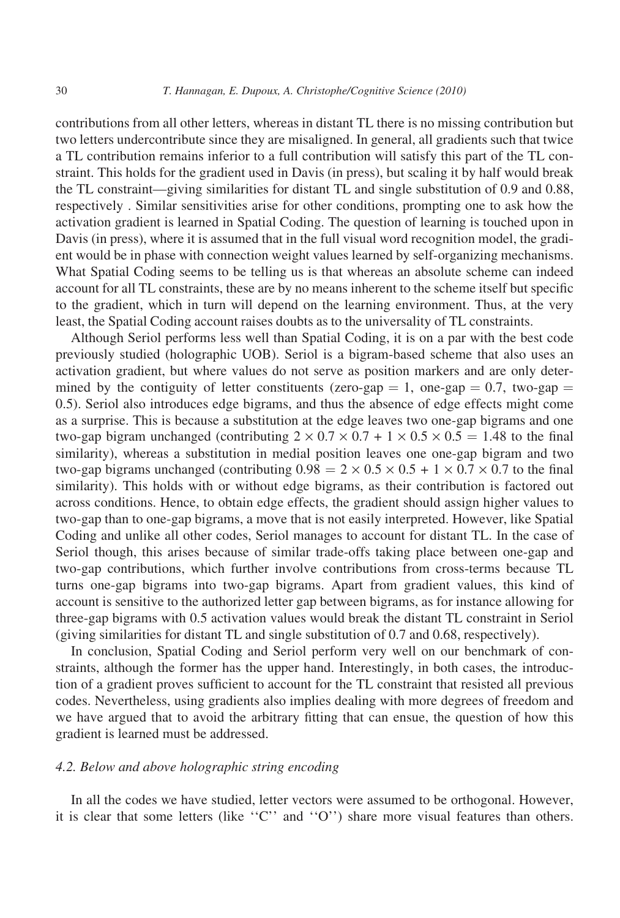contributions from all other letters, whereas in distant TL there is no missing contribution but two letters undercontribute since they are misaligned. In general, all gradients such that twice a TL contribution remains inferior to a full contribution will satisfy this part of the TL constraint. This holds for the gradient used in Davis (in press), but scaling it by half would break the TL constraint—giving similarities for distant TL and single substitution of 0.9 and 0.88, respectively . Similar sensitivities arise for other conditions, prompting one to ask how the activation gradient is learned in Spatial Coding. The question of learning is touched upon in Davis (in press), where it is assumed that in the full visual word recognition model, the gradient would be in phase with connection weight values learned by self-organizing mechanisms. What Spatial Coding seems to be telling us is that whereas an absolute scheme can indeed account for all TL constraints, these are by no means inherent to the scheme itself but specific to the gradient, which in turn will depend on the learning environment. Thus, at the very least, the Spatial Coding account raises doubts as to the universality of TL constraints.

Although Seriol performs less well than Spatial Coding, it is on a par with the best code previously studied (holographic UOB). Seriol is a bigram-based scheme that also uses an activation gradient, but where values do not serve as position markers and are only determined by the contiguity of letter constituents (zero-gap = 1, one-gap = 0.7, two-gap = 0.5). Seriol also introduces edge bigrams, and thus the absence of edge effects might come as a surprise. This is because a substitution at the edge leaves two one-gap bigrams and one two-gap bigram unchanged (contributing $2 \times 0.7 \times 0.7 + 1 \times 0.5 \times 0.5 = 1.48$ to the final similarity), whereas a substitution in medial position leaves one one-gap bigram and two two-gap bigrams unchanged (contributing $0.98 = 2 \times 0.5 \times 0.5 + 1 \times 0.7 \times 0.7$ to the final similarity). This holds with or without edge bigrams, as their contribution is factored out across conditions. Hence, to obtain edge effects, the gradient should assign higher values to two-gap than to one-gap bigrams, a move that is not easily interpreted. However, like Spatial Coding and unlike all other codes, Seriol manages to account for distant TL. In the case of Seriol though, this arises because of similar trade-offs taking place between one-gap and two-gap contributions, which further involve contributions from cross-terms because TL turns one-gap bigrams into two-gap bigrams. Apart from gradient values, this kind of account is sensitive to the authorized letter gap between bigrams, as for instance allowing for three-gap bigrams with 0.5 activation values would break the distant TL constraint in Seriol (giving similarities for distant TL and single substitution of 0.7 and 0.68, respectively).

In conclusion, Spatial Coding and Seriol perform very well on our benchmark of constraints, although the former has the upper hand. Interestingly, in both cases, the introduction of a gradient proves sufficient to account for the TL constraint that resisted all previous codes. Nevertheless, using gradients also implies dealing with more degrees of freedom and we have argued that to avoid the arbitrary fitting that can ensue, the question of how this gradient is learned must be addressed.

### 4.2. Below and above holographic string encoding

In all the codes we have studied, letter vectors were assumed to be orthogonal. However, it is clear that some letters (like ''C'' and ''O'') share more visual features than others.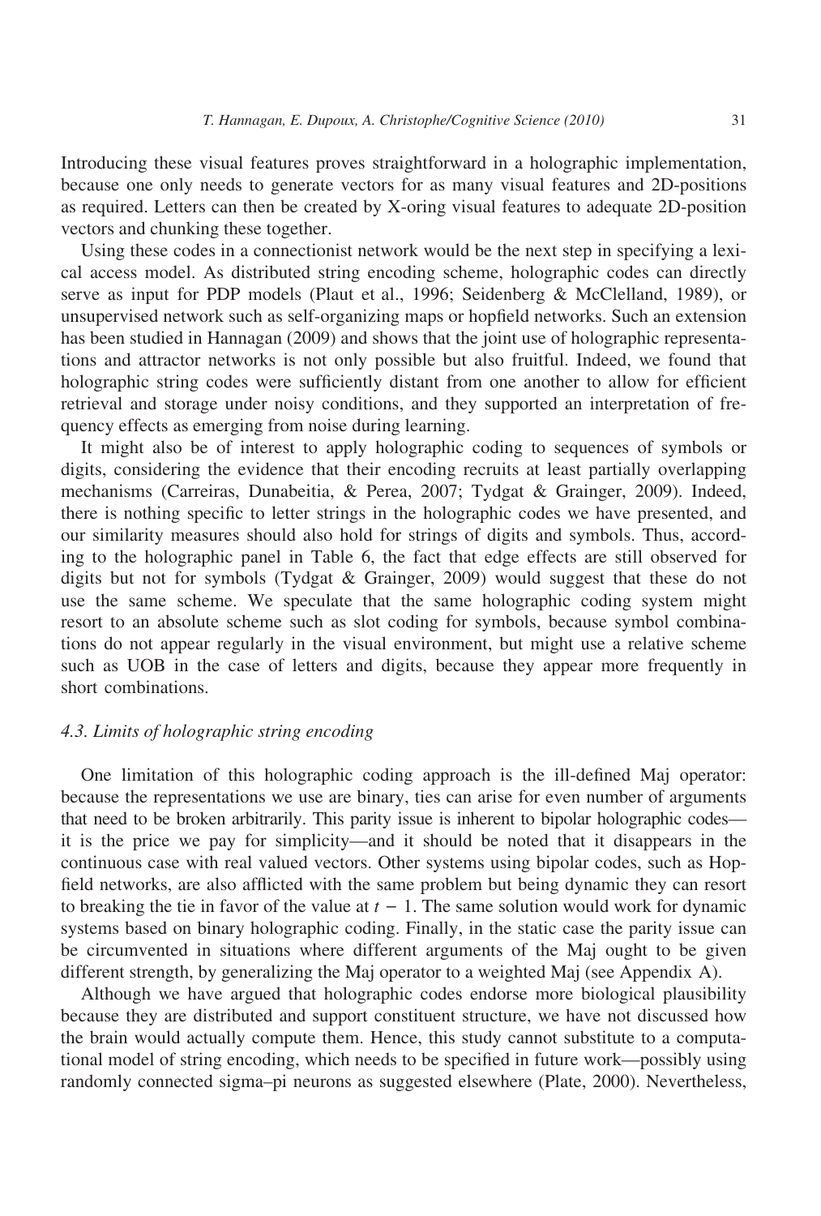Introducing these visual features proves straightforward in a holographic implementation, because one only needs to generate vectors for as many visual features and 2D-positions as required. Letters can then be created by X-oring visual features to adequate 2D-position vectors and chunking these together.

Using these codes in a connectionist network would be the next step in specifying a lexical access model. As distributed string encoding scheme, holographic codes can directly serve as input for PDP models (Plaut et al., 1996; Seidenberg & McClelland, 1989), or unsupervised network such as self-organizing maps or hopfield networks. Such an extension has been studied in Hannagan (2009) and shows that the joint use of holographic representations and attractor networks is not only possible but also fruitful. Indeed, we found that holographic string codes were sufficiently distant from one another to allow for efficient retrieval and storage under noisy conditions, and they supported an interpretation of frequency effects as emerging from noise during learning.

It might also be of interest to apply holographic coding to sequences of symbols or digits, considering the evidence that their encoding recruits at least partially overlapping mechanisms (Carreiras, Dunabeitia, & Perea, 2007; Tydgat & Grainger, 2009). Indeed, there is nothing specific to letter strings in the holographic codes we have presented, and our similarity measures should also hold for strings of digits and symbols. Thus, according to the holographic panel in Table 6, the fact that edge effects are still observed for digits but not for symbols (Tydgat & Grainger, 2009) would suggest that these do not use the same scheme. We speculate that the same holographic coding system might resort to an absolute scheme such as slot coding for symbols, because symbol combinations do not appear regularly in the visual environment, but might use a relative scheme such as UOB in the case of letters and digits, because they appear more frequently in short combinations.

### 4.3. Limits of holographic string encoding

One limitation of this holographic coding approach is the ill-defined Maj operator: because the representations we use are binary, ties can arise for even number of arguments that need to be broken arbitrarily. This parity issue is inherent to bipolar holographic codes—it is the price we pay for simplicity—and it should be noted that it disappears in the continuous case with real valued vectors. Other systems using bipolar codes, such as Hopfield networks, are also afflicted with the same problem but being dynamic they can resort to breaking the tie in favor of the value at $t - 1$. The same solution would work for dynamic systems based on binary holographic coding. Finally, in the static case the parity issue can be circumvented in situations where different arguments of the Maj ought to be given different strength, by generalizing the Maj operator to a weighted Maj (see Appendix A).

Although we have argued that holographic codes endorse more biological plausibility because they are distributed and support constituent structure, we have not discussed how the brain would actually compute them. Hence, this study cannot substitute to a computational model of string encoding, which needs to be specified in future work—possibly using randomly connected sigma–pi neurons as suggested elsewhere (Plate, 2000). Nevertheless,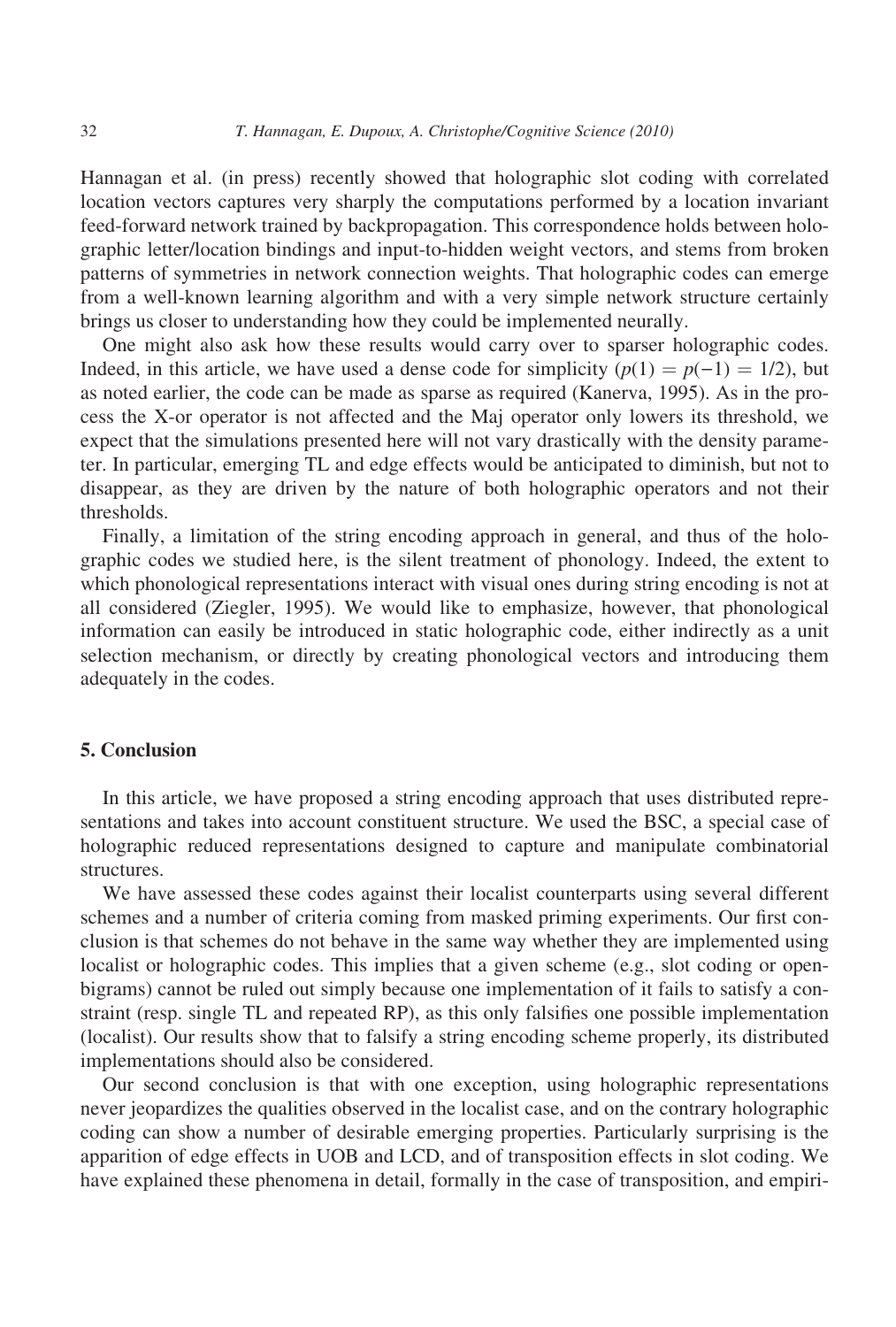Hannagan et al. (in press) recently showed that holographic slot coding with correlated location vectors captures very sharply the computations performed by a location invariant feed-forward network trained by backpropagation. This correspondence holds between holographic letter/location bindings and input-to-hidden weight vectors, and stems from broken patterns of symmetries in network connection weights. That holographic codes can emerge from a well-known learning algorithm and with a very simple network structure certainly brings us closer to understanding how they could be implemented neurally.

One might also ask how these results would carry over to sparser holographic codes. Indeed, in this article, we have used a dense code for simplicity ($p(1) = p(-1) = 1/2$), but as noted earlier, the code can be made as sparse as required (Kanerva, 1995). As in the process the X-or operator is not affected and the Maj operator only lowers its threshold, we expect that the simulations presented here will not vary drastically with the density parameter. In particular, emerging TL and edge effects would be anticipated to diminish, but not to disappear, as they are driven by the nature of both holographic operators and not their thresholds.

Finally, a limitation of the string encoding approach in general, and thus of the holographic codes we studied here, is the silent treatment of phonology. Indeed, the extent to which phonological representations interact with visual ones during string encoding is not at all considered (Ziegler, 1995). We would like to emphasize, however, that phonological information can easily be introduced in static holographic code, either indirectly as a unit selection mechanism, or directly by creating phonological vectors and introducing them adequately in the codes.

## 5. Conclusion

In this article, we have proposed a string encoding approach that uses distributed representations and takes into account constituent structure. We used the BSC, a special case of holographic reduced representations designed to capture and manipulate combinatorial structures.

We have assessed these codes against their localist counterparts using several different schemes and a number of criteria coming from masked priming experiments. Our first conclusion is that schemes do not behave in the same way whether they are implemented using localist or holographic codes. This implies that a given scheme (e.g., slot coding or open-bigrams) cannot be ruled out simply because one implementation of it fails to satisfy a constraint (resp. single TL and repeated RP), as this only falsifies one possible implementation (localist). Our results show that to falsify a string encoding scheme properly, its distributed implementations should also be considered.

Our second conclusion is that with one exception, using holographic representations never jeopardizes the qualities observed in the localist case, and on the contrary holographic coding can show a number of desirable emerging properties. Particularly surprising is the apparition of edge effects in UOB and LCD, and of transposition effects in slot coding. We have explained these phenomena in detail, formally in the case of transposition, and empiri-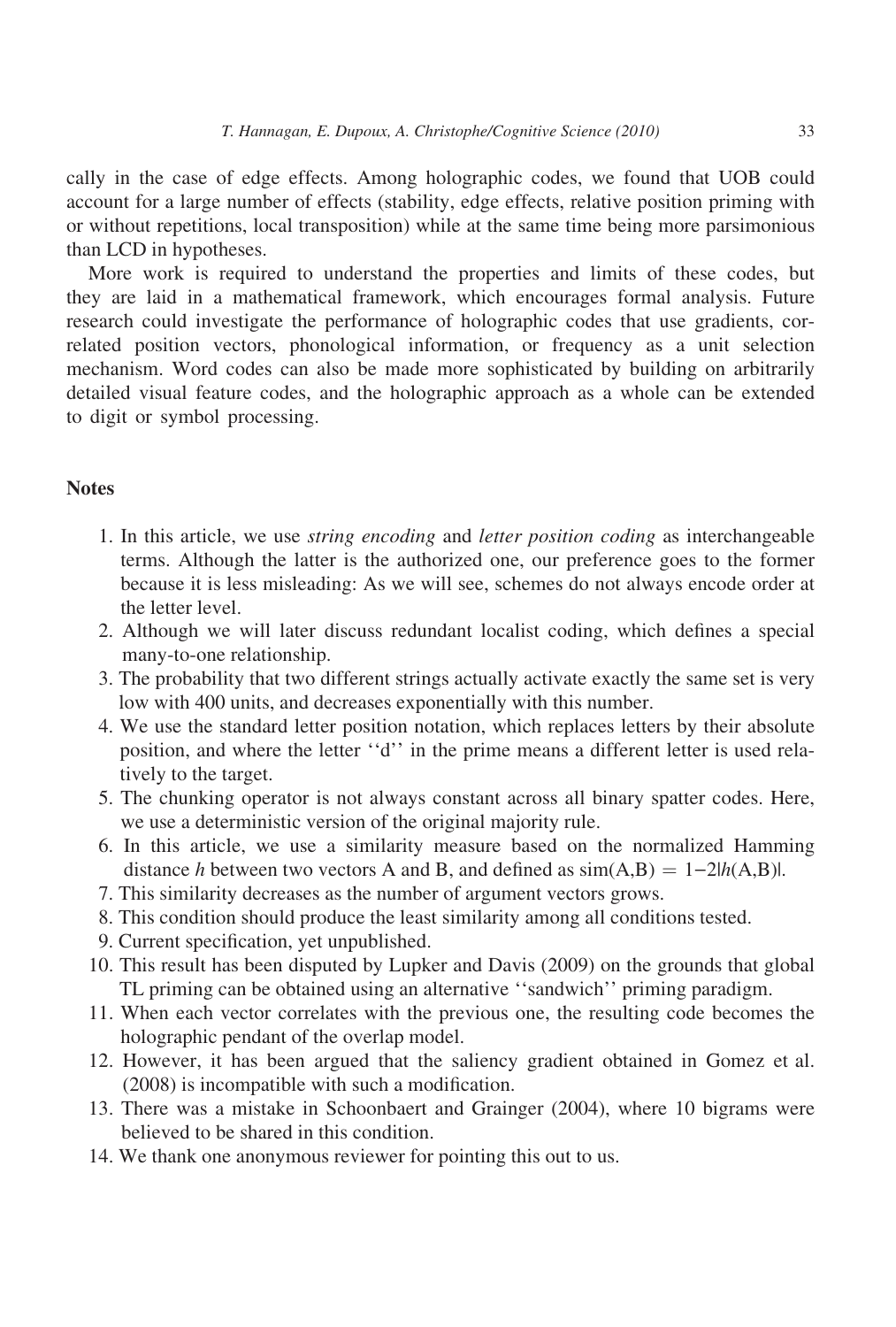cally in the case of edge effects. Among holographic codes, we found that UOB could account for a large number of effects (stability, edge effects, relative position priming with or without repetitions, local transposition) while at the same time being more parsimonious than LCD in hypotheses.

More work is required to understand the properties and limits of these codes, but they are laid in a mathematical framework, which encourages formal analysis. Future research could investigate the performance of holographic codes that use gradients, correlated position vectors, phonological information, or frequency as a unit selection mechanism. Word codes can also be made more sophisticated by building on arbitrarily detailed visual feature codes, and the holographic approach as a whole can be extended to digit or symbol processing.

## Notes

1. In this article, we use *string encoding* and *letter position coding* as interchangeable terms. Although the latter is the authorized one, our preference goes to the former because it is less misleading: As we will see, schemes do not always encode order at the letter level.
2. Although we will later discuss redundant localist coding, which defines a special many-to-one relationship.
3. The probability that two different strings actually activate exactly the same set is very low with 400 units, and decreases exponentially with this number.
4. We use the standard letter position notation, which replaces letters by their absolute position, and where the letter ''d'' in the prime means a different letter is used relatively to the target.
5. The chunking operator is not always constant across all binary spatter codes. Here, we use a deterministic version of the original majority rule.
6. In this article, we use a similarity measure based on the normalized Hamming distance $h$ between two vectors A and B, and defined as $\text{sim}(A,B) = 1-2|h(A,B)|$.
7. This similarity decreases as the number of argument vectors grows.
8. This condition should produce the least similarity among all conditions tested.
9. Current specification, yet unpublished.
10. This result has been disputed by Lupker and Davis (2009) on the grounds that global TL priming can be obtained using an alternative ''sandwich'' priming paradigm.
11. When each vector correlates with the previous one, the resulting code becomes the holographic pendant of the overlap model.
12. However, it has been argued that the saliency gradient obtained in Gomez et al. (2008) is incompatible with such a modification.
13. There was a mistake in Schoonbaert and Grainger (2004), where 10 bigrams were believed to be shared in this condition.
14. We thank one anonymous reviewer for pointing this out to us.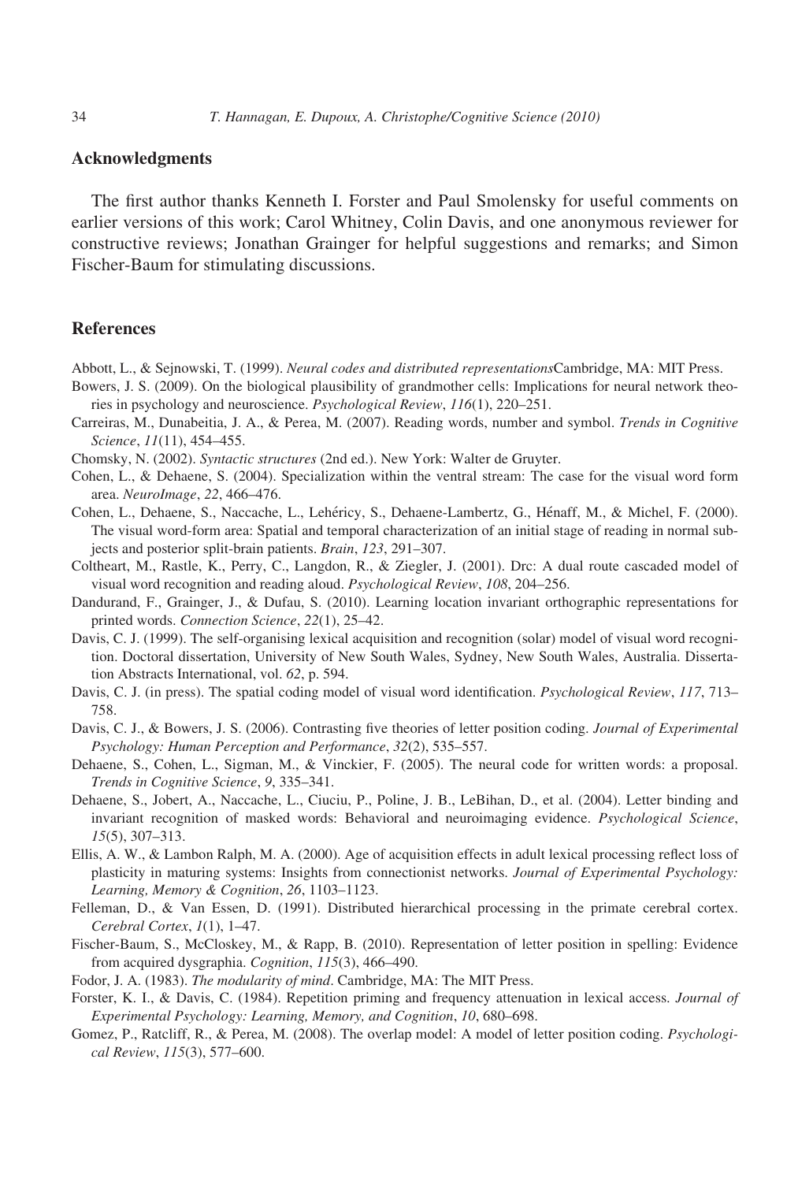## Acknowledgments

The first author thanks Kenneth I. Forster and Paul Smolensky for useful comments on earlier versions of this work; Carol Whitney, Colin Davis, and one anonymous reviewer for constructive reviews; Jonathan Grainger for helpful suggestions and remarks; and Simon Fischer-Baum for stimulating discussions.

## References

Abbott, L., & Sejnowski, T. (1999). *Neural codes and distributed representations*Cambridge, MA: MIT Press.

Bowers, J. S. (2009). On the biological plausibility of grandmother cells: Implications for neural network theories in psychology and neuroscience. *Psychological Review*, *116*(1), 220–251.

Carreiras, M., Dunabeitia, J. A., & Perea, M. (2007). Reading words, number and symbol. *Trends in Cognitive Science*, *11*(11), 454–455.

Chomsky, N. (2002). *Syntactic structures* (2nd ed.). New York: Walter de Gruyter.

Cohen, L., & Dehaene, S. (2004). Specialization within the ventral stream: The case for the visual word form area. *NeuroImage*, *22*, 466–476.

Cohen, L., Dehaene, S., Naccache, L., Lehéricy, S., Dehaene-Lambertz, G., Hénaff, M., & Michel, F. (2000). The visual word-form area: Spatial and temporal characterization of an initial stage of reading in normal subjects and posterior split-brain patients. *Brain*, *123*, 291–307.

Coltheart, M., Rastle, K., Perry, C., Langdon, R., & Ziegler, J. (2001). Drc: A dual route cascaded model of visual word recognition and reading aloud. *Psychological Review*, *108*, 204–256.

Dandurand, F., Grainger, J., & Dufau, S. (2010). Learning location invariant orthographic representations for printed words. *Connection Science*, *22*(1), 25–42.

Davis, C. J. (1999). The self-organising lexical acquisition and recognition (solar) model of visual word recognition. Doctoral dissertation, University of New South Wales, Sydney, New South Wales, Australia. Dissertation Abstracts International, vol. *62*, p. 594.

Davis, C. J. (in press). The spatial coding model of visual word identification. *Psychological Review*, *117*, 713–758.

Davis, C. J., & Bowers, J. S. (2006). Contrasting five theories of letter position coding. *Journal of Experimental Psychology: Human Perception and Performance*, *32*(2), 535–557.

Dehaene, S., Cohen, L., Sigman, M., & Vinckier, F. (2005). The neural code for written words: a proposal. *Trends in Cognitive Science*, *9*, 335–341.

Dehaene, S., Jobert, A., Naccache, L., Ciuciu, P., Poline, J. B., LeBihan, D., et al. (2004). Letter binding and invariant recognition of masked words: Behavioral and neuroimaging evidence. *Psychological Science*, *15*(5), 307–313.

Ellis, A. W., & Lambon Ralph, M. A. (2000). Age of acquisition effects in adult lexical processing reflect loss of plasticity in maturing systems: Insights from connectionist networks. *Journal of Experimental Psychology: Learning, Memory & Cognition*, *26*, 1103–1123.

Felleman, D., & Van Essen, D. (1991). Distributed hierarchical processing in the primate cerebral cortex. *Cerebral Cortex*, *1*(1), 1–47.

Fischer-Baum, S., McCloskey, M., & Rapp, B. (2010). Representation of letter position in spelling: Evidence from acquired dysgraphia. *Cognition*, *115*(3), 466–490.

Fodor, J. A. (1983). *The modularity of mind*. Cambridge, MA: The MIT Press.

Forster, K. I., & Davis, C. (1984). Repetition priming and frequency attenuation in lexical access. *Journal of Experimental Psychology: Learning, Memory, and Cognition*, *10*, 680–698.

Gomez, P., Ratcliff, R., & Perea, M. (2008). The overlap model: A model of letter position coding. *Psychological Review*, *115*(3), 577–600.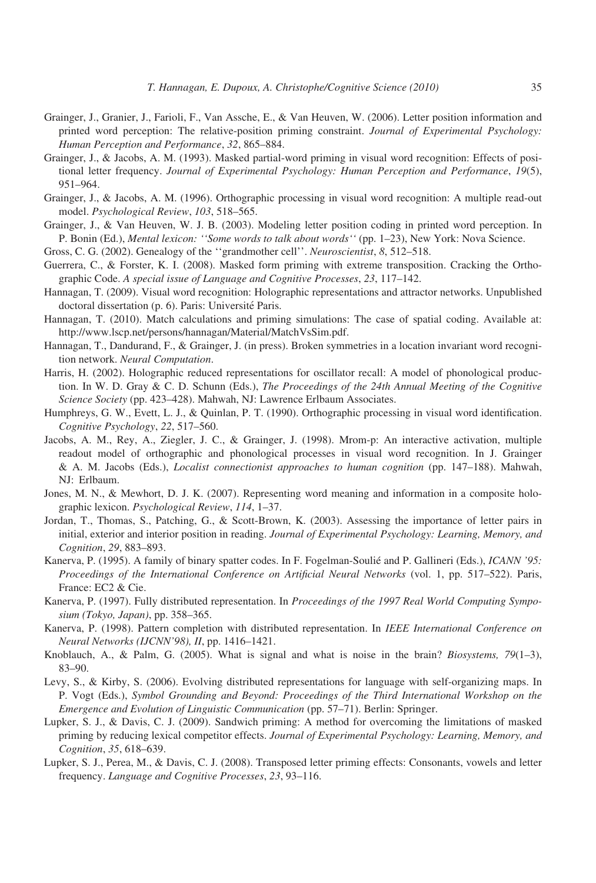Grainger, J., Granier, J., Farioli, F., Van Assche, E., & Van Heuven, W. (2006). Letter position information and printed word perception: The relative-position priming constraint. *Journal of Experimental Psychology: Human Perception and Performance*, *32*, 865–884.

Grainger, J., & Jacobs, A. M. (1993). Masked partial-word priming in visual word recognition: Effects of positional letter frequency. *Journal of Experimental Psychology: Human Perception and Performance*, *19*(5), 951–964.

Grainger, J., & Jacobs, A. M. (1996). Orthographic processing in visual word recognition: A multiple read-out model. *Psychological Review*, *103*, 518–565.

Grainger, J., & Van Heuven, W. J. B. (2003). Modeling letter position coding in printed word perception. In P. Bonin (Ed.), *Mental lexicon: ''Some words to talk about words''* (pp. 1–23), New York: Nova Science.

Gross, C. G. (2002). Genealogy of the ''grandmother cell''. *Neuroscientist*, *8*, 512–518.

Guerrera, C., & Forster, K. I. (2008). Masked form priming with extreme transposition. Cracking the Orthographic Code. *A special issue of Language and Cognitive Processes*, *23*, 117–142.

Hannagan, T. (2009). Visual word recognition: Holographic representations and attractor networks. Unpublished doctoral dissertation (p. 6). Paris: Université Paris.

Hannagan, T. (2010). Match calculations and priming simulations: The case of spatial coding. Available at: http://www.lscp.net/persons/hannagan/Material/MatchVsSim.pdf.

Hannagan, T., Dandurand, F., & Grainger, J. (in press). Broken symmetries in a location invariant word recognition network. *Neural Computation*.

Harris, H. (2002). Holographic reduced representations for oscillator recall: A model of phonological production. In W. D. Gray & C. D. Schunn (Eds.), *The Proceedings of the 24th Annual Meeting of the Cognitive Science Society* (pp. 423–428). Mahwah, NJ: Lawrence Erlbaum Associates.

Humphreys, G. W., Evett, L. J., & Quinlan, P. T. (1990). Orthographic processing in visual word identification. *Cognitive Psychology*, *22*, 517–560.

Jacobs, A. M., Rey, A., Ziegler, J. C., & Grainger, J. (1998). Mrom-p: An interactive activation, multiple readout model of orthographic and phonological processes in visual word recognition. In J. Grainger & A. M. Jacobs (Eds.), *Localist connectionist approaches to human cognition* (pp. 147–188). Mahwah, NJ: Erlbaum.

Jones, M. N., & Mewhort, D. J. K. (2007). Representing word meaning and information in a composite holographic lexicon. *Psychological Review*, *114*, 1–37.

Jordan, T., Thomas, S., Patching, G., & Scott-Brown, K. (2003). Assessing the importance of letter pairs in initial, exterior and interior position in reading. *Journal of Experimental Psychology: Learning, Memory, and Cognition*, *29*, 883–893.

Kanerva, P. (1995). A family of binary spatter codes. In F. Fogelman-Soulié and P. Gallineri (Eds.), *ICANN '95: Proceedings of the International Conference on Artificial Neural Networks* (vol. 1, pp. 517–522). Paris, France: EC2 & Cie.

Kanerva, P. (1997). Fully distributed representation. In *Proceedings of the 1997 Real World Computing Symposium (Tokyo, Japan)*, pp. 358–365.

Kanerva, P. (1998). Pattern completion with distributed representation. In *IEEE International Conference on Neural Networks (IJCNN'98), II*, pp. 1416–1421.

Knoblauch, A., & Palm, G. (2005). What is signal and what is noise in the brain? *Biosystems, 79*(1–3), 83–90.

Levy, S., & Kirby, S. (2006). Evolving distributed representations for language with self-organizing maps. In P. Vogt (Eds.), *Symbol Grounding and Beyond: Proceedings of the Third International Workshop on the Emergence and Evolution of Linguistic Communication* (pp. 57–71). Berlin: Springer.

Lupker, S. J., & Davis, C. J. (2009). Sandwich priming: A method for overcoming the limitations of masked priming by reducing lexical competitor effects. *Journal of Experimental Psychology: Learning, Memory, and Cognition*, *35*, 618–639.

Lupker, S. J., Perea, M., & Davis, C. J. (2008). Transposed letter priming effects: Consonants, vowels and letter frequency. *Language and Cognitive Processes*, *23*, 93–116.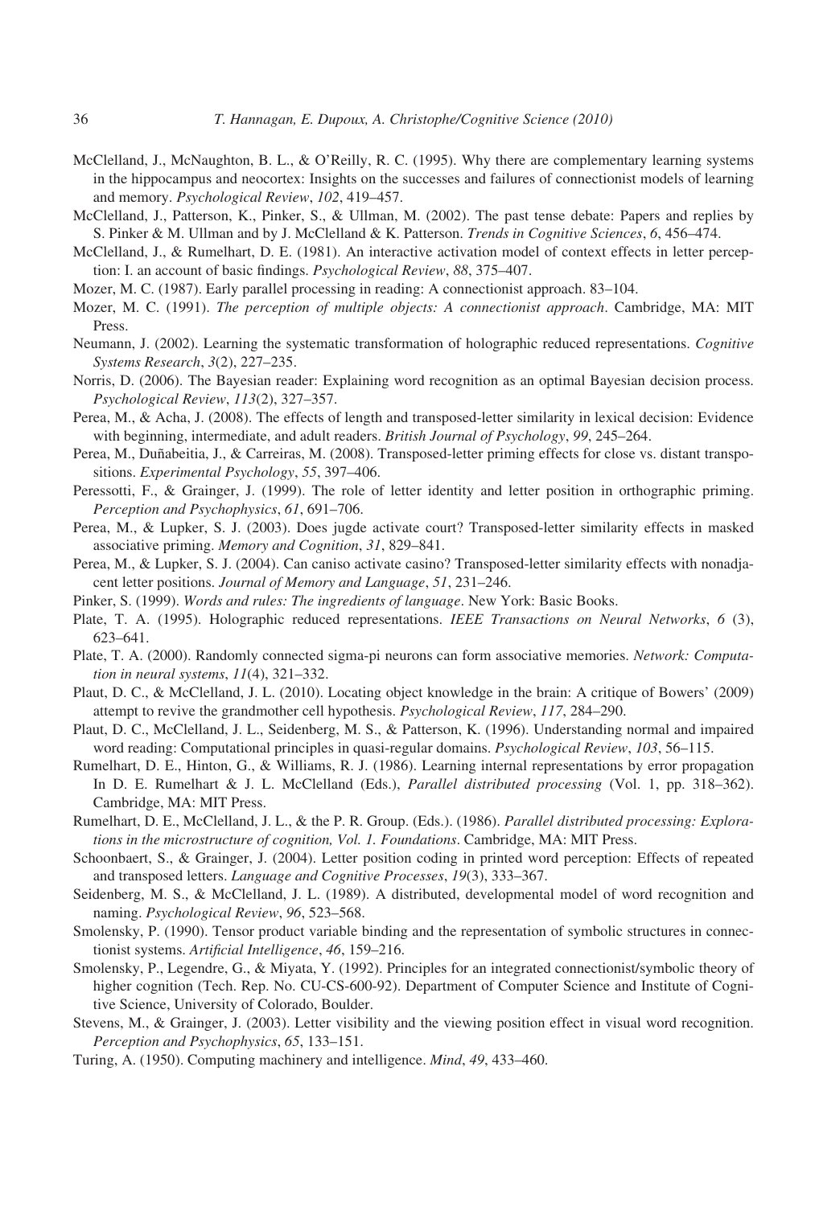McClelland, J., McNaughton, B. L., & O'Reilly, R. C. (1995). Why there are complementary learning systems in the hippocampus and neocortex: Insights on the successes and failures of connectionist models of learning and memory. *Psychological Review*, *102*, 419–457.

McClelland, J., Patterson, K., Pinker, S., & Ullman, M. (2002). The past tense debate: Papers and replies by S. Pinker & M. Ullman and by J. McClelland & K. Patterson. *Trends in Cognitive Sciences*, *6*, 456–474.

McClelland, J., & Rumelhart, D. E. (1981). An interactive activation model of context effects in letter perception: I. an account of basic findings. *Psychological Review*, *88*, 375–407.

Mozer, M. C. (1987). Early parallel processing in reading: A connectionist approach. 83–104.

Mozer, M. C. (1991). *The perception of multiple objects: A connectionist approach*. Cambridge, MA: MIT Press.

Neumann, J. (2002). Learning the systematic transformation of holographic reduced representations. *Cognitive Systems Research*, *3*(2), 227–235.

Norris, D. (2006). The Bayesian reader: Explaining word recognition as an optimal Bayesian decision process. *Psychological Review*, *113*(2), 327–357.

Perea, M., & Acha, J. (2008). The effects of length and transposed-letter similarity in lexical decision: Evidence with beginning, intermediate, and adult readers. *British Journal of Psychology*, *99*, 245–264.

Perea, M., Duñabeitia, J., & Carreiras, M. (2008). Transposed-letter priming effects for close vs. distant transpositions. *Experimental Psychology*, *55*, 397–406.

Peressotti, F., & Grainger, J. (1999). The role of letter identity and letter position in orthographic priming. *Perception and Psychophysics*, *61*, 691–706.

Perea, M., & Lupker, S. J. (2003). Does jugde activate court? Transposed-letter similarity effects in masked associative priming. *Memory and Cognition*, *31*, 829–841.

Perea, M., & Lupker, S. J. (2004). Can caniso activate casino? Transposed-letter similarity effects with nonadjacent letter positions. *Journal of Memory and Language*, *51*, 231–246.

Pinker, S. (1999). *Words and rules: The ingredients of language*. New York: Basic Books.

Plate, T. A. (1995). Holographic reduced representations. *IEEE Transactions on Neural Networks*, *6* (3), 623–641.

Plate, T. A. (2000). Randomly connected sigma-pi neurons can form associative memories. *Network: Computation in neural systems*, *11*(4), 321–332.

Plaut, D. C., & McClelland, J. L. (2010). Locating object knowledge in the brain: A critique of Bowers' (2009) attempt to revive the grandmother cell hypothesis. *Psychological Review*, *117*, 284–290.

Plaut, D. C., McClelland, J. L., Seidenberg, M. S., & Patterson, K. (1996). Understanding normal and impaired word reading: Computational principles in quasi-regular domains. *Psychological Review*, *103*, 56–115.

Rumelhart, D. E., Hinton, G., & Williams, R. J. (1986). Learning internal representations by error propagation In D. E. Rumelhart & J. L. McClelland (Eds.), *Parallel distributed processing* (Vol. 1, pp. 318–362). Cambridge, MA: MIT Press.

Rumelhart, D. E., McClelland, J. L., & the P. R. Group. (Eds.). (1986). *Parallel distributed processing: Explorations in the microstructure of cognition, Vol. 1. Foundations*. Cambridge, MA: MIT Press.

Schoonbaert, S., & Grainger, J. (2004). Letter position coding in printed word perception: Effects of repeated and transposed letters. *Language and Cognitive Processes*, *19*(3), 333–367.

Seidenberg, M. S., & McClelland, J. L. (1989). A distributed, developmental model of word recognition and naming. *Psychological Review*, *96*, 523–568.

Smolensky, P. (1990). Tensor product variable binding and the representation of symbolic structures in connectionist systems. *Artificial Intelligence*, *46*, 159–216.

Smolensky, P., Legendre, G., & Miyata, Y. (1992). Principles for an integrated connectionist/symbolic theory of higher cognition (Tech. Rep. No. CU-CS-600-92). Department of Computer Science and Institute of Cognitive Science, University of Colorado, Boulder.

Stevens, M., & Grainger, J. (2003). Letter visibility and the viewing position effect in visual word recognition. *Perception and Psychophysics*, *65*, 133–151.

Turing, A. (1950). Computing machinery and intelligence. *Mind*, *49*, 433–460.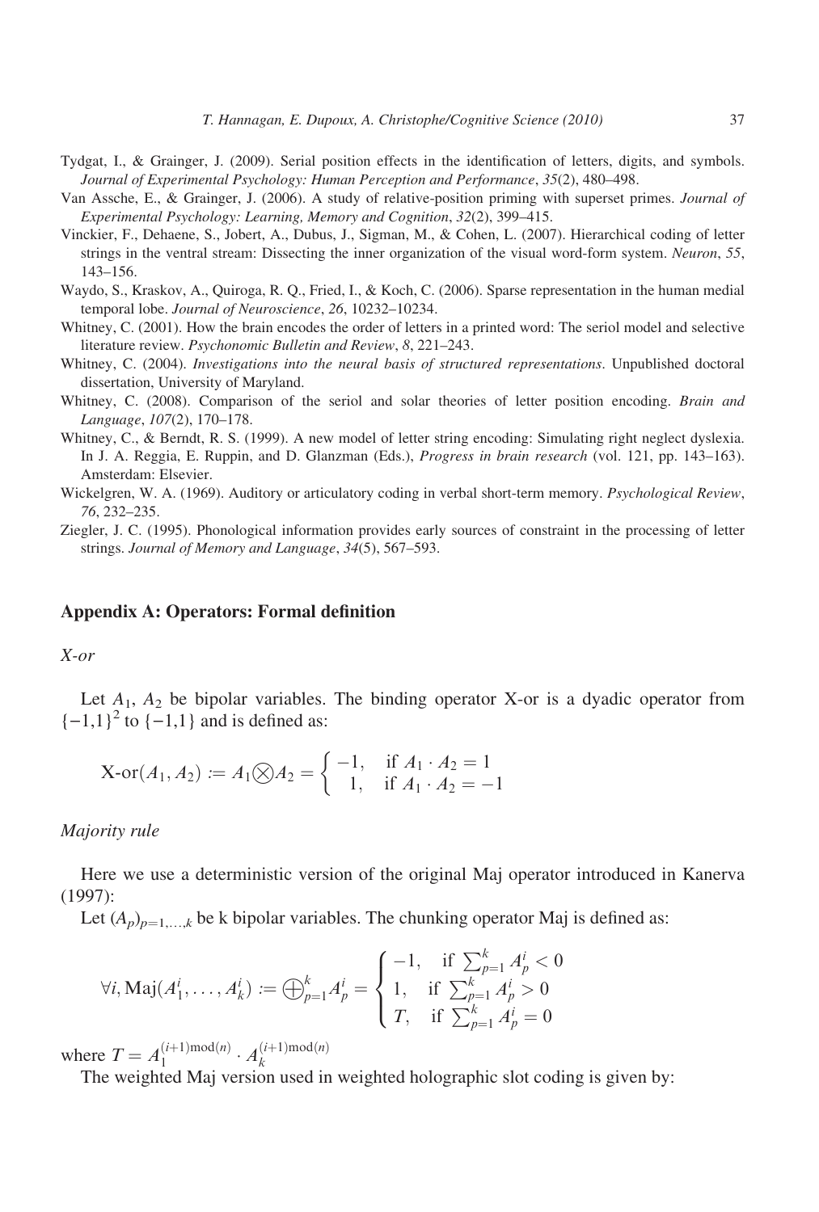Tydgat, I., & Grainger, J. (2009). Serial position effects in the identification of letters, digits, and symbols. *Journal of Experimental Psychology: Human Perception and Performance*, *35*(2), 480–498.

Van Assche, E., & Grainger, J. (2006). A study of relative-position priming with superset primes. *Journal of Experimental Psychology: Learning, Memory and Cognition*, *32*(2), 399–415.

Vinckier, F., Dehaene, S., Jobert, A., Dubus, J., Sigman, M., & Cohen, L. (2007). Hierarchical coding of letter strings in the ventral stream: Dissecting the inner organization of the visual word-form system. *Neuron*, *55*, 143–156.

Waydo, S., Kraskov, A., Quiroga, R. Q., Fried, I., & Koch, C. (2006). Sparse representation in the human medial temporal lobe. *Journal of Neuroscience*, *26*, 10232–10234.

Whitney, C. (2001). How the brain encodes the order of letters in a printed word: The seriol model and selective literature review. *Psychonomic Bulletin and Review*, *8*, 221–243.

Whitney, C. (2004). *Investigations into the neural basis of structured representations*. Unpublished doctoral dissertation, University of Maryland.

Whitney, C. (2008). Comparison of the seriol and solar theories of letter position encoding. *Brain and Language*, *107*(2), 170–178.

Whitney, C., & Berndt, R. S. (1999). A new model of letter string encoding: Simulating right neglect dyslexia. In J. A. Reggia, E. Ruppin, and D. Glanzman (Eds.), *Progress in brain research* (vol. 121, pp. 143–163). Amsterdam: Elsevier.

Wickelgren, W. A. (1969). Auditory or articulatory coding in verbal short-term memory. *Psychological Review*, *76*, 232–235.

Ziegler, J. C. (1995). Phonological information provides early sources of constraint in the processing of letter strings. *Journal of Memory and Language*, *34*(5), 567–593.

## Appendix A: Operators: Formal definition

*X-or*

Let $A_1$, $A_2$ be bipolar variables. The binding operator X-or is a dyadic operator from $\{-1,1\}^2$ to $\{-1,1\}$ and is defined as:

$$\text{X-or}(A_1, A_2) := A_1 \bigotimes A_2 = \begin{cases} -1, & \text{if } A_1 \cdot A_2 = 1 \\ 1, & \text{if } A_1 \cdot A_2 = -1 \end{cases}$$

*Majority rule*

Here we use a deterministic version of the original Maj operator introduced in Kanerva (1997):

Let $(A_p)_{p=1,\ldots,k}$ be k bipolar variables. The chunking operator Maj is defined as:

$$\forall i, \text{Maj}(A_1^i, \ldots, A_k^i) := \bigoplus_{p=1}^{k} A_p^i = \begin{cases} -1, & \text{if } \sum_{p=1}^{k} A_p^i < 0 \\ 1, & \text{if } \sum_{p=1}^{k} A_p^i > 0 \\ T, & \text{if } \sum_{p=1}^{k} A_p^i = 0 \end{cases}$$

where $T = A_1^{(i+1)\text{mod}(n)} \cdot A_k^{(i+1)\text{mod}(n)}$

The weighted Maj version used in weighted holographic slot coding is given by: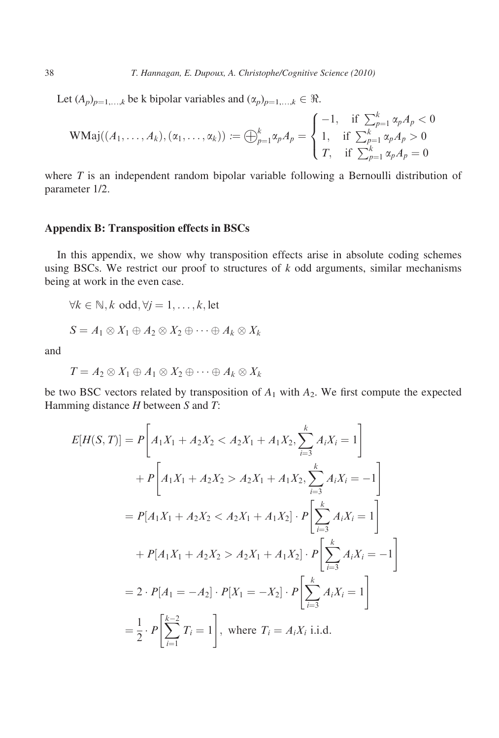Let $(A_p)_{p=1,\ldots,k}$ be k bipolar variables and $(\alpha_p)_{p=1,\ldots,k} \in \Re$.

$$\mathrm{WMaj}((A_1,\ldots,A_k),(\alpha_1,\ldots,\alpha_k)) := \bigoplus_{p=1}^{k} \alpha_p A_p = \begin{cases} -1, & \text{if } \sum_{p=1}^{k} \alpha_p A_p < 0 \\ 1, & \text{if } \sum_{p=1}^{k} \alpha_p A_p > 0 \\ T, & \text{if } \sum_{p=1}^{k} \alpha_p A_p = 0 \end{cases}$$

where $T$ is an independent random bipolar variable following a Bernoulli distribution of parameter 1/2.

## Appendix B: Transposition effects in BSCs

In this appendix, we show why transposition effects arise in absolute coding schemes using BSCs. We restrict our proof to structures of $k$ odd arguments, similar mechanisms being at work in the even case.

$$\forall k \in \mathbb{N}, k \text{ odd}, \forall j = 1,\ldots,k, \text{let}$$

$$S = A_1 \otimes X_1 \oplus A_2 \otimes X_2 \oplus \cdots \oplus A_k \otimes X_k$$

and

$$T = A_2 \otimes X_1 \oplus A_1 \otimes X_2 \oplus \cdots \oplus A_k \otimes X_k$$

be two BSC vectors related by transposition of $A_1$ with $A_2$. We first compute the expected Hamming distance $H$ between $S$ and $T$:

$$\begin{aligned}
E[H(S,T)] &= P\left[A_1X_1 + A_2X_2 < A_2X_1 + A_1X_2, \sum_{i=3}^{k} A_iX_i = 1\right] \\
&\quad + P\left[A_1X_1 + A_2X_2 > A_2X_1 + A_1X_2, \sum_{i=3}^{k} A_iX_i = -1\right] \\
&= P[A_1X_1 + A_2X_2 < A_2X_1 + A_1X_2] \cdot P\left[\sum_{i=3}^{k} A_iX_i = 1\right] \\
&\quad + P[A_1X_1 + A_2X_2 > A_2X_1 + A_1X_2] \cdot P\left[\sum_{i=3}^{k} A_iX_i = -1\right] \\
&= 2 \cdot P[A_1 = -A_2] \cdot P[X_1 = -X_2] \cdot P\left[\sum_{i=3}^{k} A_iX_i = 1\right] \\
&= \frac{1}{2} \cdot P\left[\sum_{i=1}^{k-2} T_i = 1\right], \text{ where } T_i = A_iX_i \text{ i.i.d.}
\end{aligned}$$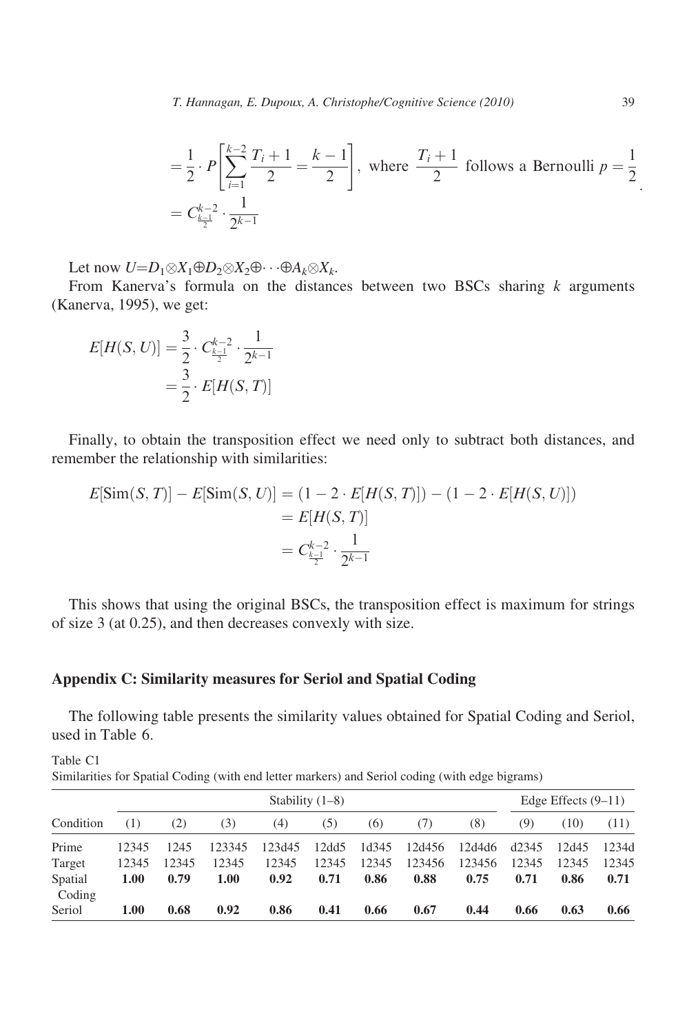$$= \frac{1}{2} \cdot P\left[\sum_{i=1}^{k-2} \frac{T_i + 1}{2} = \frac{k-1}{2}\right], \text{ where } \frac{T_i + 1}{2} \text{ follows a Bernoulli } p = \frac{1}{2}.$$

$$= C_{\frac{k-1}{2}}^{k-2} \cdot \frac{1}{2^{k-1}}$$

Let now $U = D_1 \otimes X_1 \oplus D_2 \otimes X_2 \oplus \cdots \oplus A_k \otimes X_k$.

From Kanerva's formula on the distances between two BSCs sharing $k$ arguments (Kanerva, 1995), we get:

$$E[H(S, U)] = \frac{3}{2} \cdot C_{\frac{k-1}{2}}^{k-2} \cdot \frac{1}{2^{k-1}}$$

$$= \frac{3}{2} \cdot E[H(S, T)]$$

Finally, to obtain the transposition effect we need only to subtract both distances, and remember the relationship with similarities:

$$E[\text{Sim}(S, T)] - E[\text{Sim}(S, U)] = (1 - 2 \cdot E[H(S, T)]) - (1 - 2 \cdot E[H(S, U)])$$

$$= E[H(S, T)]$$

$$= C_{\frac{k-1}{2}}^{k-2} \cdot \frac{1}{2^{k-1}}$$

This shows that using the original BSCs, the transposition effect is maximum for strings of size 3 (at 0.25), and then decreases convexly with size.

## Appendix C: Similarity measures for Seriol and Spatial Coding

The following table presents the similarity values obtained for Spatial Coding and Seriol, used in Table 6.

Table C1
Similarities for Spatial Coding (with end letter markers) and Seriol coding (with edge bigrams)

| | Stability (1–8) | | | | | | | | Edge Effects (9–11) | | |
|---|---|---|---|---|---|---|---|---|---|---|---|
| Condition | (1) | (2) | (3) | (4) | (5) | (6) | (7) | (8) | (9) | (10) | (11) |
| Prime | 12345 | 1245 | 123345 | 123d45 | 12dd5 | 1d345 | 12d456 | 12d4d6 | d2345 | 12d45 | 1234d |
| Target | 12345 | 12345 | 12345 | 12345 | 12345 | 12345 | 123456 | 123456 | 12345 | 12345 | 12345 |
| Spatial Coding | **1.00** | **0.79** | **1.00** | **0.92** | **0.71** | **0.86** | **0.88** | **0.75** | **0.71** | **0.86** | **0.71** |
| Seriol | **1.00** | **0.68** | **0.92** | **0.86** | **0.41** | **0.66** | **0.67** | **0.44** | **0.66** | **0.63** | **0.66** |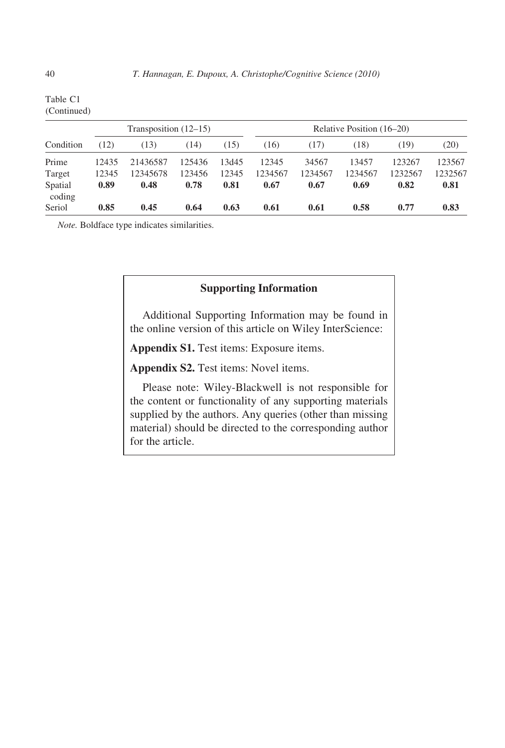Table C1
(Continued)

| Condition | Transposition (12–15) | | | | Relative Position (16–20) | | | | |
|---|---|---|---|---|---|---|---|---|---|
| | (12) | (13) | (14) | (15) | (16) | (17) | (18) | (19) | (20) |
| Prime | 12435 | 21436587 | 125436 | 13d45 | 12345 | 34567 | 13457 | 123267 | 123567 |
| Target | 12345 | 12345678 | 123456 | 12345 | 1234567 | 1234567 | 1234567 | 1232567 | 1232567 |
| Spatial coding | **0.89** | **0.48** | **0.78** | **0.81** | **0.67** | **0.67** | **0.69** | **0.82** | **0.81** |
| Seriol | **0.85** | **0.45** | **0.64** | **0.63** | **0.61** | **0.61** | **0.58** | **0.77** | **0.83** |

*Note.* Boldface type indicates similarities.

### Supporting Information

Additional Supporting Information may be found in the online version of this article on Wiley InterScience:

**Appendix S1.** Test items: Exposure items.

**Appendix S2.** Test items: Novel items.

Please note: Wiley-Blackwell is not responsible for the content or functionality of any supporting materials supplied by the authors. Any queries (other than missing material) should be directed to the corresponding author for the article.